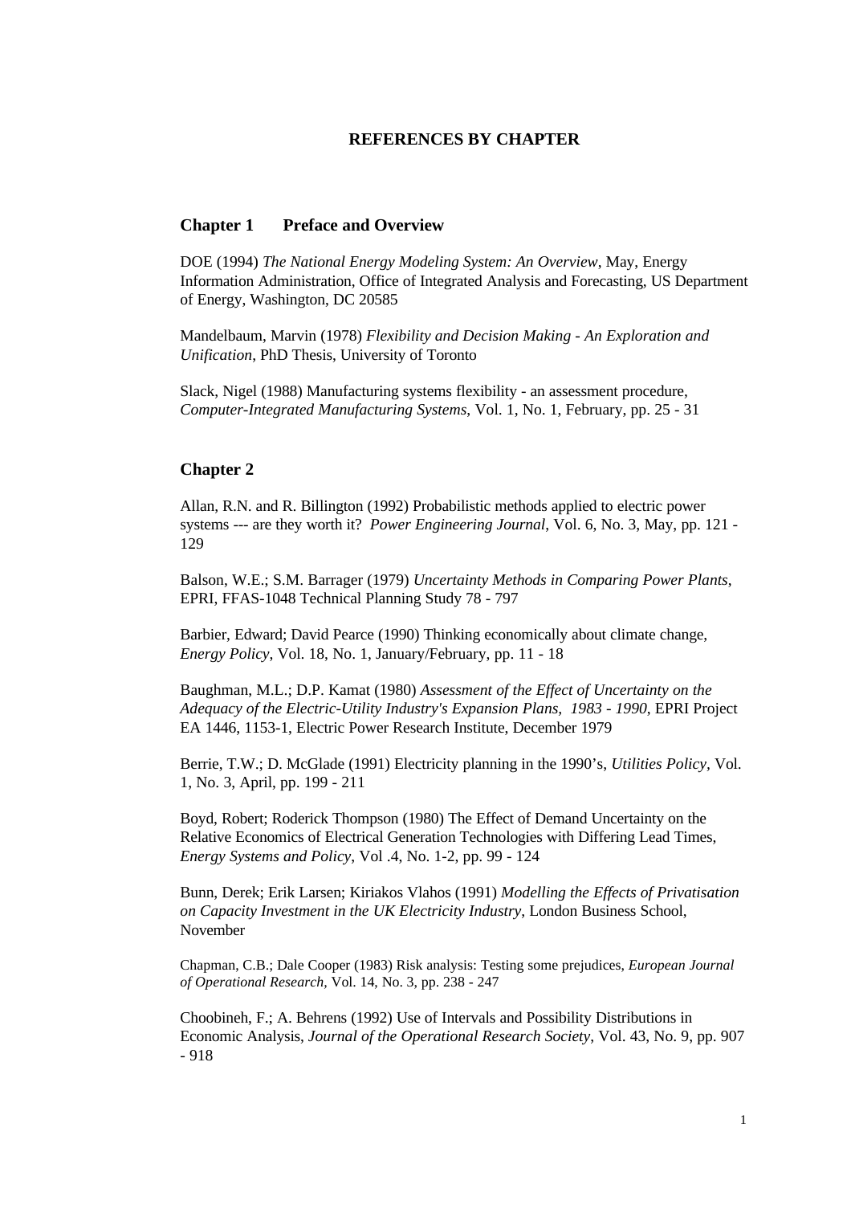# REFERENCES BY CHAPTER

## Chapter 1 Preface and Overview

DOE (1994) *The National Energy Modeling System: An Overview*, May, Energy Information Administration, Office of Integrated Analysis and Forecasting, US Department of Energy, Washington, DC 20585

Mandelbaum, Marvin (1978) *Flexibility and Decision Making - An Exploration and Unification*, PhD Thesis, University of Toronto

Slack, Nigel (1988) Manufacturing systems flexibility - an assessment procedure, *Computer-Integrated Manufacturing Systems*, Vol. 1, No. 1, February, pp. 25 - 31

## Chapter 2

Allan, R.N. and R. Billington (1992) Probabilistic methods applied to electric power systems --- are they worth it? *Power Engineering Journal*, Vol. 6, No. 3, May, pp. 121 - 129

Balson, W.E.; S.M. Barrager (1979) *Uncertainty Methods in Comparing Power Plants*, EPRI, FFAS-1048 Technical Planning Study 78 - 797

Barbier, Edward; David Pearce (1990) Thinking economically about climate change, *Energy Policy*, Vol. 18, No. 1, January/February, pp. 11 - 18

Baughman, M.L.; D.P. Kamat (1980) *Assessment of the Effect of Uncertainty on the Adequacy of the Electric-Utility Industry's Expansion Plans, 1983 - 1990*, EPRI Project EA 1446, 1153-1, Electric Power Research Institute, December 1979

Berrie, T.W.; D. McGlade (1991) Electricity planning in the 1990's, *Utilities Policy*, Vol. 1, No. 3, April, pp. 199 - 211

Boyd, Robert; Roderick Thompson (1980) The Effect of Demand Uncertainty on the Relative Economics of Electrical Generation Technologies with Differing Lead Times, *Energy Systems and Policy*, Vol .4, No. 1-2, pp. 99 - 124

Bunn, Derek; Erik Larsen; Kiriakos Vlahos (1991) *Modelling the Effects of Privatisation on Capacity Investment in the UK Electricity Industry*, London Business School, November

Chapman, C.B.; Dale Cooper (1983) Risk analysis: Testing some prejudices, *European Journal of Operational Research*, Vol. 14, No. 3, pp. 238 - 247

Choobineh, F.; A. Behrens (1992) Use of Intervals and Possibility Distributions in Economic Analysis, *Journal of the Operational Research Society*, Vol. 43, No. 9, pp. 907 - 918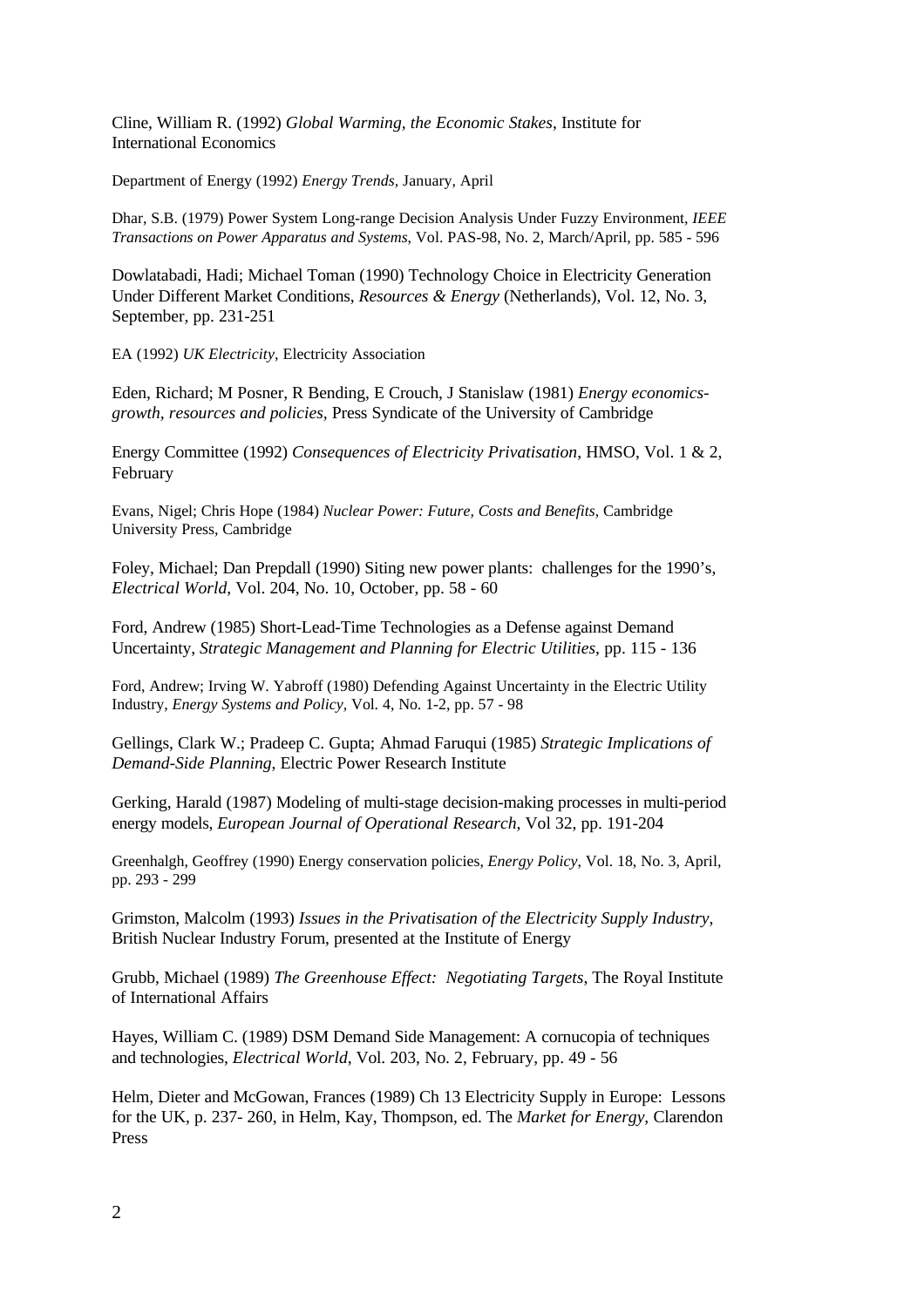Cline, William R. (1992) *Global Warming, the Economic Stakes*, Institute for International Economics

Department of Energy (1992) *Energy Trends*, January, April

Dhar, S.B. (1979) Power System Long-range Decision Analysis Under Fuzzy Environment, *IEEE Transactions on Power Apparatus and Systems*, Vol. PAS-98, No. 2, March/April, pp. 585 - 596

Dowlatabadi, Hadi; Michael Toman (1990) Technology Choice in Electricity Generation Under Different Market Conditions, *Resources & Energy* (Netherlands), Vol. 12, No. 3, September, pp. 231-251

EA (1992) *UK Electricity*, Electricity Association

Eden, Richard; M Posner, R Bending, E Crouch, J Stanislaw (1981) *Energy economics-growth, resources and policies*, Press Syndicate of the University of Cambridge

Energy Committee (1992) *Consequences of Electricity Privatisation*, HMSO, Vol. 1 & 2, February

Evans, Nigel; Chris Hope (1984) *Nuclear Power: Future, Costs and Benefits*, Cambridge University Press, Cambridge

Foley, Michael; Dan Prepdall (1990) Siting new power plants: challenges for the 1990's, *Electrical World*, Vol. 204, No. 10, October, pp. 58 - 60

Ford, Andrew (1985) Short-Lead-Time Technologies as a Defense against Demand Uncertainty, *Strategic Management and Planning for Electric Utilities*, pp. 115 - 136

Ford, Andrew; Irving W. Yabroff (1980) Defending Against Uncertainty in the Electric Utility Industry, *Energy Systems and Policy*, Vol. 4, No. 1-2, pp. 57 - 98

Gellings, Clark W.; Pradeep C. Gupta; Ahmad Faruqui (1985) *Strategic Implications of Demand-Side Planning*, Electric Power Research Institute

Gerking, Harald (1987) Modeling of multi-stage decision-making processes in multi-period energy models, *European Journal of Operational Research*, Vol 32, pp. 191-204

Greenhalgh, Geoffrey (1990) Energy conservation policies, *Energy Policy*, Vol. 18, No. 3, April, pp. 293 - 299

Grimston, Malcolm (1993) *Issues in the Privatisation of the Electricity Supply Industry*, British Nuclear Industry Forum, presented at the Institute of Energy

Grubb, Michael (1989) *The Greenhouse Effect: Negotiating Targets*, The Royal Institute of International Affairs

Hayes, William C. (1989) DSM Demand Side Management: A cornucopia of techniques and technologies, *Electrical World*, Vol. 203, No. 2, February, pp. 49 - 56

Helm, Dieter and McGowan, Frances (1989) Ch 13 Electricity Supply in Europe: Lessons for the UK, p. 237- 260, in Helm, Kay, Thompson, ed. The *Market for Energy*, Clarendon Press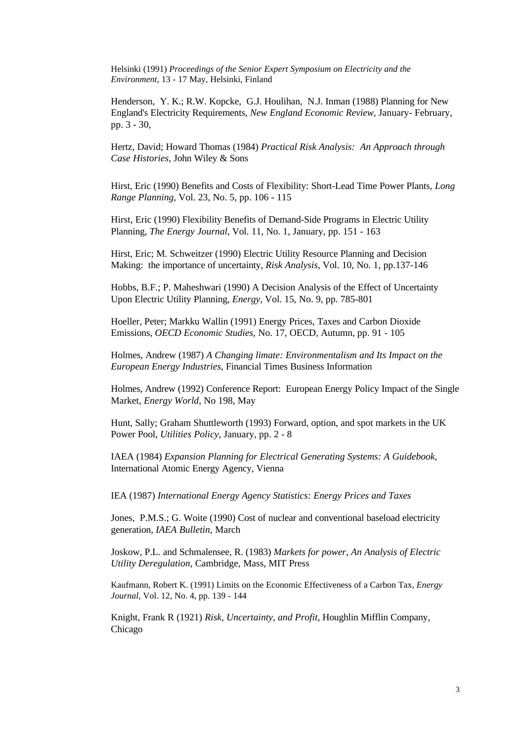Helsinki (1991) *Proceedings of the Senior Expert Symposium on Electricity and the Environment*, 13 - 17 May, Helsinki, Finland

Henderson, Y. K.; R.W. Kopcke, G.J. Houlihan, N.J. Inman (1988) Planning for New England's Electricity Requirements, *New England Economic Review*, January- February, pp. 3 - 30,

Hertz, David; Howard Thomas (1984) *Practical Risk Analysis: An Approach through Case Histories*, John Wiley & Sons

Hirst, Eric (1990) Benefits and Costs of Flexibility: Short-Lead Time Power Plants, *Long Range Planning*, Vol. 23, No. 5, pp. 106 - 115

Hirst, Eric (1990) Flexibility Benefits of Demand-Side Programs in Electric Utility Planning, *The Energy Journal*, Vol. 11, No. 1, January, pp. 151 - 163

Hirst, Eric; M. Schweitzer (1990) Electric Utility Resource Planning and Decision Making: the importance of uncertainty, *Risk Analysis*, Vol. 10, No. 1, pp.137-146

Hobbs, B.F.; P. Maheshwari (1990) A Decision Analysis of the Effect of Uncertainty Upon Electric Utility Planning, *Energy*, Vol. 15, No. 9, pp. 785-801

Hoeller, Peter; Markku Wallin (1991) Energy Prices, Taxes and Carbon Dioxide Emissions, *OECD Economic Studies*, No. 17, OECD, Autumn, pp. 91 - 105

Holmes, Andrew (1987) *A Changing limate: Environmentalism and Its Impact on the European Energy Industries*, Financial Times Business Information

Holmes, Andrew (1992) Conference Report: European Energy Policy Impact of the Single Market, *Energy World*, No 198, May

Hunt, Sally; Graham Shuttleworth (1993) Forward, option, and spot markets in the UK Power Pool, *Utilities Policy*, January, pp. 2 - 8

IAEA (1984) *Expansion Planning for Electrical Generating Systems: A Guidebook*, International Atomic Energy Agency, Vienna

IEA (1987) *International Energy Agency Statistics: Energy Prices and Taxes*

Jones, P.M.S.; G. Woite (1990) Cost of nuclear and conventional baseload electricity generation, *IAEA Bulletin*, March

Joskow, P.L. and Schmalensee, R. (1983) *Markets for power, An Analysis of Electric Utility Deregulation*, Cambridge, Mass, MIT Press

Kaufmann, Robert K. (1991) Limits on the Economic Effectiveness of a Carbon Tax, *Energy Journal*, Vol. 12, No. 4, pp. 139 - 144

Knight, Frank R (1921) *Risk, Uncertainty, and Profit*, Houghlin Mifflin Company, Chicago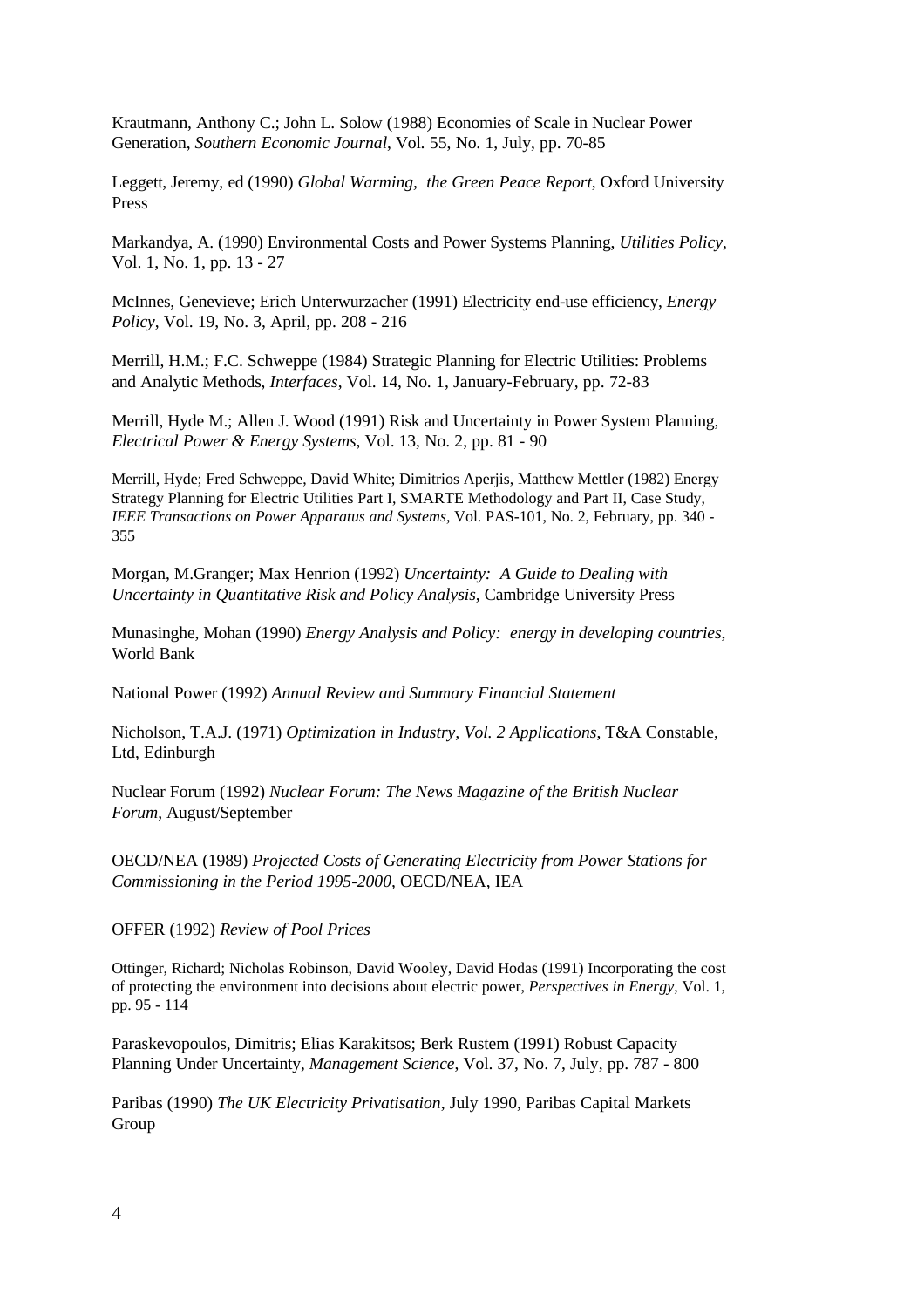Krautmann, Anthony C.; John L. Solow (1988) Economies of Scale in Nuclear Power Generation, *Southern Economic Journal*, Vol. 55, No. 1, July, pp. 70-85

Leggett, Jeremy, ed (1990) *Global Warming, the Green Peace Report*, Oxford University Press

Markandya, A. (1990) Environmental Costs and Power Systems Planning, *Utilities Policy*, Vol. 1, No. 1, pp. 13 - 27

McInnes, Genevieve; Erich Unterwurzacher (1991) Electricity end-use efficiency, *Energy Policy*, Vol. 19, No. 3, April, pp. 208 - 216

Merrill, H.M.; F.C. Schweppe (1984) Strategic Planning for Electric Utilities: Problems and Analytic Methods, *Interfaces*, Vol. 14, No. 1, January-February, pp. 72-83

Merrill, Hyde M.; Allen J. Wood (1991) Risk and Uncertainty in Power System Planning, *Electrical Power & Energy Systems*, Vol. 13, No. 2, pp. 81 - 90

Merrill, Hyde; Fred Schweppe, David White; Dimitrios Aperjis, Matthew Mettler (1982) Energy Strategy Planning for Electric Utilities Part I, SMARTE Methodology and Part II, Case Study, *IEEE Transactions on Power Apparatus and Systems*, Vol. PAS-101, No. 2, February, pp. 340 - 355

Morgan, M.Granger; Max Henrion (1992) *Uncertainty: A Guide to Dealing with Uncertainty in Quantitative Risk and Policy Analysis*, Cambridge University Press

Munasinghe, Mohan (1990) *Energy Analysis and Policy: energy in developing countries*, World Bank

National Power (1992) *Annual Review and Summary Financial Statement*

Nicholson, T.A.J. (1971) *Optimization in Industry, Vol. 2 Applications*, T&A Constable, Ltd, Edinburgh

Nuclear Forum (1992) *Nuclear Forum: The News Magazine of the British Nuclear Forum*, August/September

OECD/NEA (1989) *Projected Costs of Generating Electricity from Power Stations for Commissioning in the Period 1995-2000*, OECD/NEA, IEA

OFFER (1992) *Review of Pool Prices*

Ottinger, Richard; Nicholas Robinson, David Wooley, David Hodas (1991) Incorporating the cost of protecting the environment into decisions about electric power, *Perspectives in Energy*, Vol. 1, pp. 95 - 114

Paraskevopoulos, Dimitris; Elias Karakitsos; Berk Rustem (1991) Robust Capacity Planning Under Uncertainty, *Management Science*, Vol. 37, No. 7, July, pp. 787 - 800

Paribas (1990) *The UK Electricity Privatisation*, July 1990, Paribas Capital Markets Group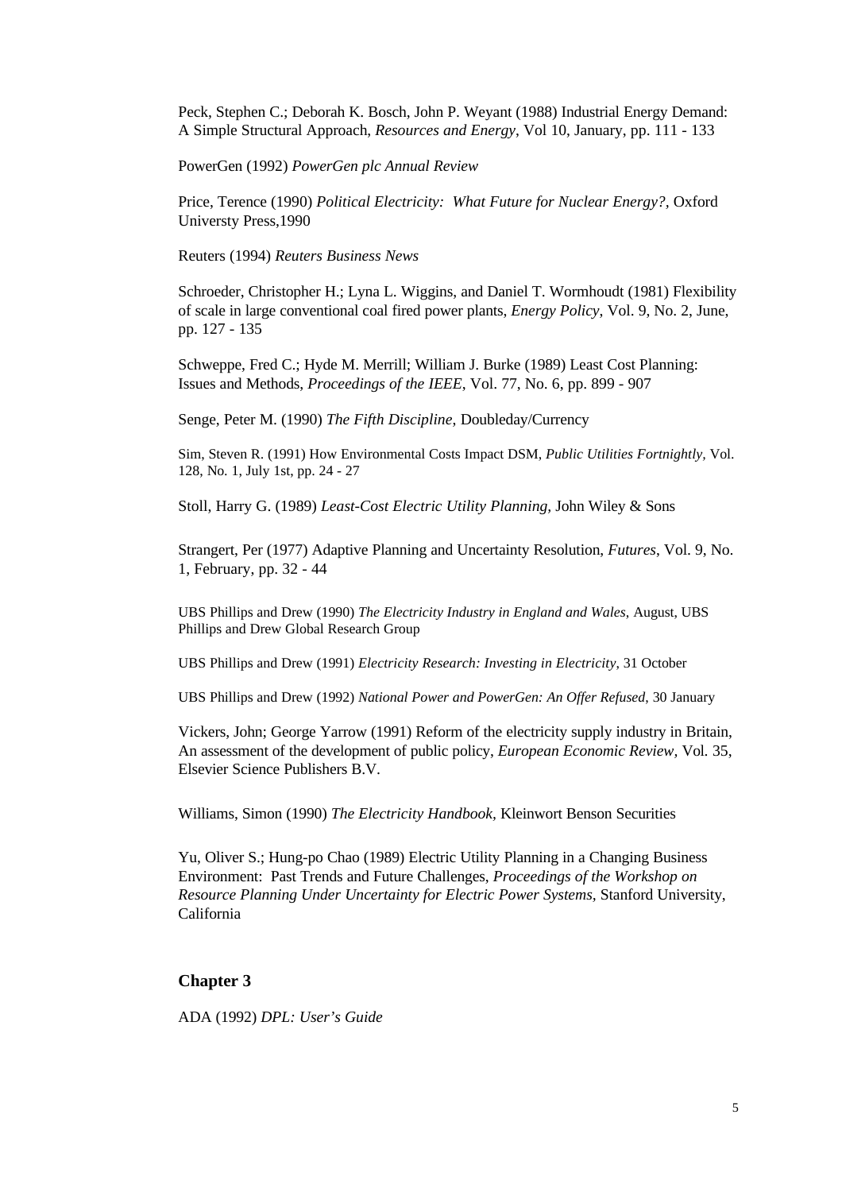Peck, Stephen C.; Deborah K. Bosch, John P. Weyant (1988) Industrial Energy Demand: A Simple Structural Approach, *Resources and Energy*, Vol 10, January, pp. 111 - 133

PowerGen (1992) *PowerGen plc Annual Review*

Price, Terence (1990) *Political Electricity: What Future for Nuclear Energy?*, Oxford Universty Press,1990

Reuters (1994) *Reuters Business News*

Schroeder, Christopher H.; Lyna L. Wiggins, and Daniel T. Wormhoudt (1981) Flexibility of scale in large conventional coal fired power plants, *Energy Policy*, Vol. 9, No. 2, June, pp. 127 - 135

Schweppe, Fred C.; Hyde M. Merrill; William J. Burke (1989) Least Cost Planning: Issues and Methods, *Proceedings of the IEEE*, Vol. 77, No. 6, pp. 899 - 907

Senge, Peter M. (1990) *The Fifth Discipline*, Doubleday/Currency

Sim, Steven R. (1991) How Environmental Costs Impact DSM, *Public Utilities Fortnightly*, Vol. 128, No. 1, July 1st, pp. 24 - 27

Stoll, Harry G. (1989) *Least-Cost Electric Utility Planning*, John Wiley & Sons

Strangert, Per (1977) Adaptive Planning and Uncertainty Resolution, *Futures*, Vol. 9, No. 1, February, pp. 32 - 44

UBS Phillips and Drew (1990) *The Electricity Industry in England and Wales*, August, UBS Phillips and Drew Global Research Group

UBS Phillips and Drew (1991) *Electricity Research: Investing in Electricity*, 31 October

UBS Phillips and Drew (1992) *National Power and PowerGen: An Offer Refused*, 30 January

Vickers, John; George Yarrow (1991) Reform of the electricity supply industry in Britain, An assessment of the development of public policy, *European Economic Review*, Vol. 35, Elsevier Science Publishers B.V.

Williams, Simon (1990) *The Electricity Handbook*, Kleinwort Benson Securities

Yu, Oliver S.; Hung-po Chao (1989) Electric Utility Planning in a Changing Business Environment: Past Trends and Future Challenges, *Proceedings of the Workshop on Resource Planning Under Uncertainty for Electric Power Systems*, Stanford University, California

### Chapter 3

ADA (1992) *DPL: User's Guide*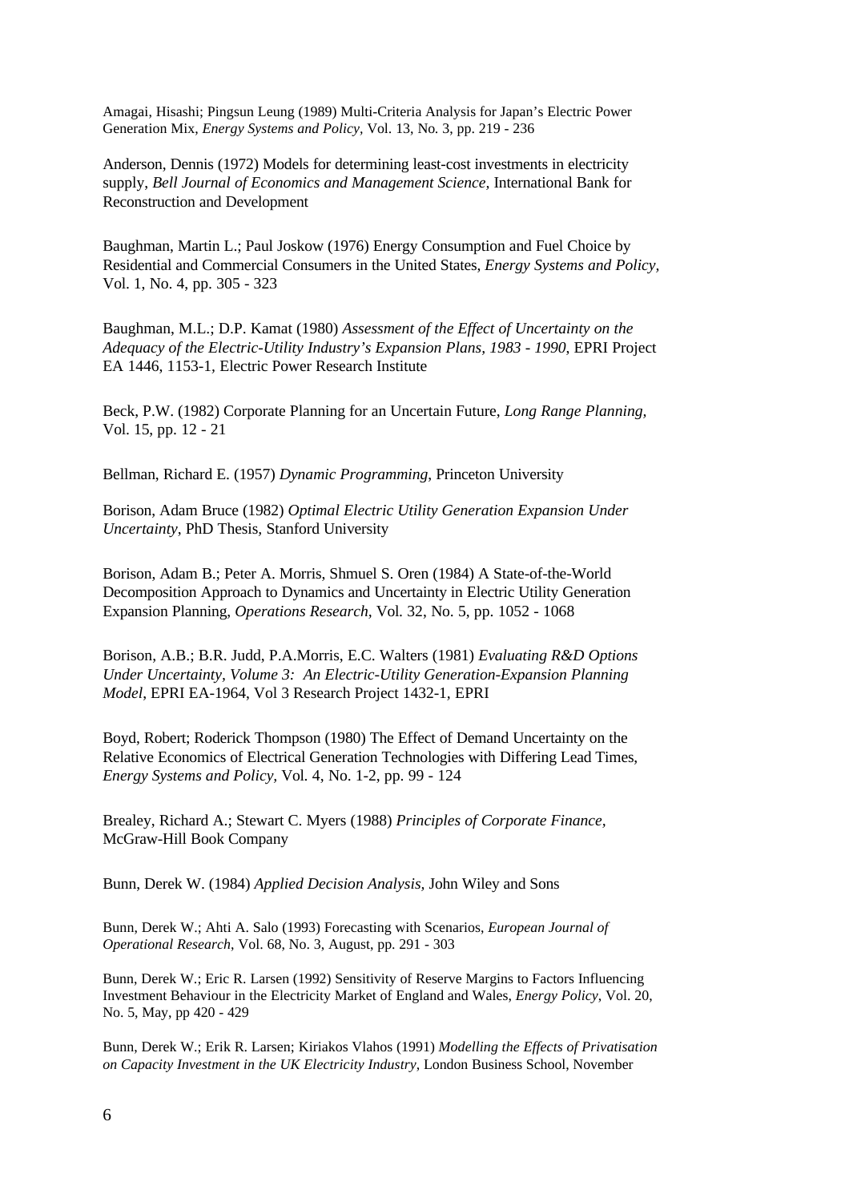Amagai, Hisashi; Pingsun Leung (1989) Multi-Criteria Analysis for Japan's Electric Power Generation Mix, *Energy Systems and Policy*, Vol. 13, No. 3, pp. 219 - 236

Anderson, Dennis (1972) Models for determining least-cost investments in electricity supply, *Bell Journal of Economics and Management Science*, International Bank for Reconstruction and Development

Baughman, Martin L.; Paul Joskow (1976) Energy Consumption and Fuel Choice by Residential and Commercial Consumers in the United States, *Energy Systems and Policy*, Vol. 1, No. 4, pp. 305 - 323

Baughman, M.L.; D.P. Kamat (1980) *Assessment of the Effect of Uncertainty on the Adequacy of the Electric-Utility Industry's Expansion Plans, 1983 - 1990*, EPRI Project EA 1446, 1153-1, Electric Power Research Institute

Beck, P.W. (1982) Corporate Planning for an Uncertain Future, *Long Range Planning*, Vol. 15, pp. 12 - 21

Bellman, Richard E. (1957) *Dynamic Programming*, Princeton University

Borison, Adam Bruce (1982) *Optimal Electric Utility Generation Expansion Under Uncertainty*, PhD Thesis, Stanford University

Borison, Adam B.; Peter A. Morris, Shmuel S. Oren (1984) A State-of-the-World Decomposition Approach to Dynamics and Uncertainty in Electric Utility Generation Expansion Planning, *Operations Research*, Vol. 32, No. 5, pp. 1052 - 1068

Borison, A.B.; B.R. Judd, P.A.Morris, E.C. Walters (1981) *Evaluating R&D Options Under Uncertainty, Volume 3: An Electric-Utility Generation-Expansion Planning Model*, EPRI EA-1964, Vol 3 Research Project 1432-1, EPRI

Boyd, Robert; Roderick Thompson (1980) The Effect of Demand Uncertainty on the Relative Economics of Electrical Generation Technologies with Differing Lead Times, *Energy Systems and Policy*, Vol. 4, No. 1-2, pp. 99 - 124

Brealey, Richard A.; Stewart C. Myers (1988) *Principles of Corporate Finance*, McGraw-Hill Book Company

Bunn, Derek W. (1984) *Applied Decision Analysis*, John Wiley and Sons

Bunn, Derek W.; Ahti A. Salo (1993) Forecasting with Scenarios, *European Journal of Operational Research*, Vol. 68, No. 3, August, pp. 291 - 303

Bunn, Derek W.; Eric R. Larsen (1992) Sensitivity of Reserve Margins to Factors Influencing Investment Behaviour in the Electricity Market of England and Wales, *Energy Policy*, Vol. 20, No. 5, May, pp 420 - 429

Bunn, Derek W.; Erik R. Larsen; Kiriakos Vlahos (1991) *Modelling the Effects of Privatisation on Capacity Investment in the UK Electricity Industry*, London Business School, November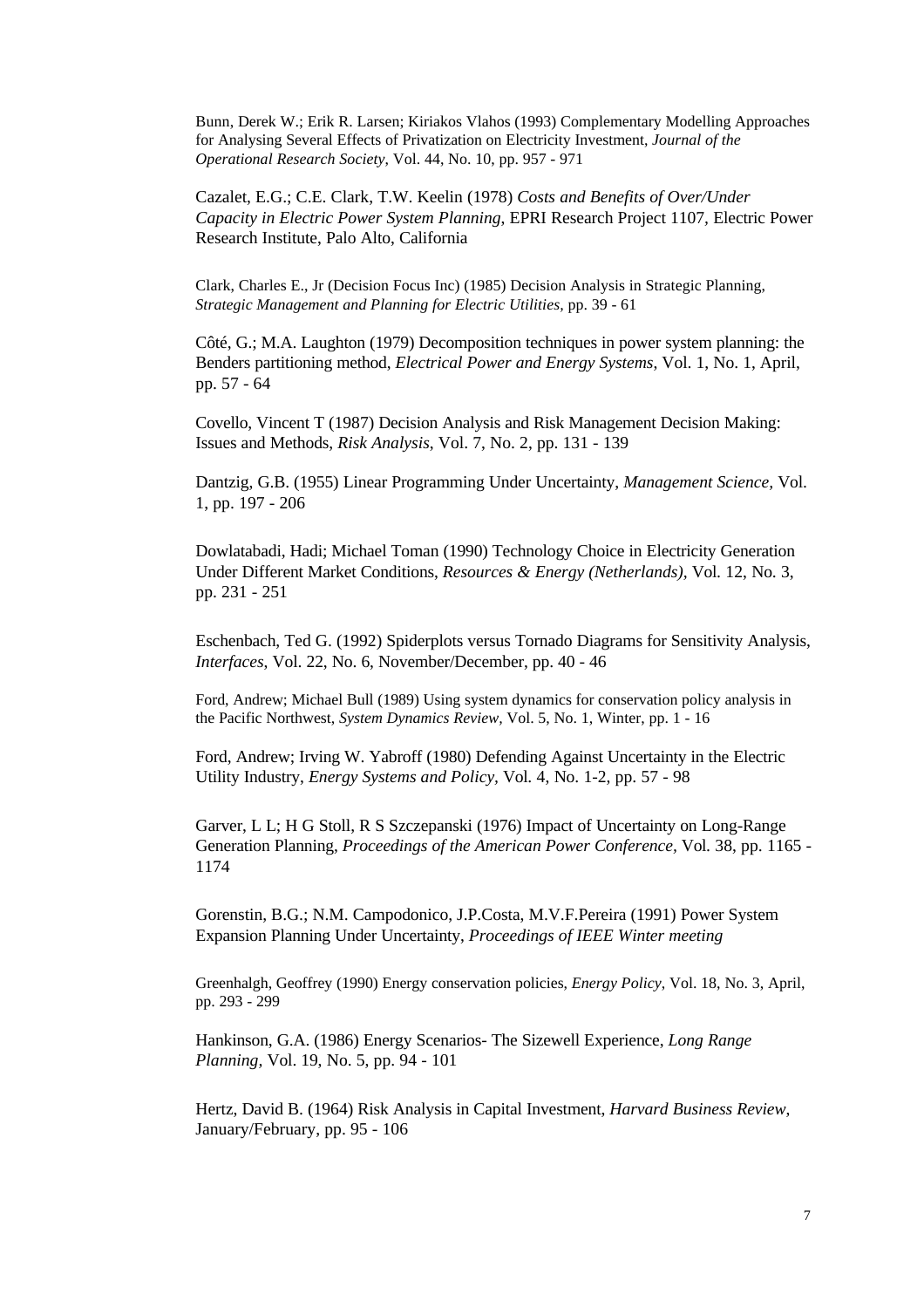Bunn, Derek W.; Erik R. Larsen; Kiriakos Vlahos (1993) Complementary Modelling Approaches for Analysing Several Effects of Privatization on Electricity Investment, *Journal of the Operational Research Society*, Vol. 44, No. 10, pp. 957 - 971

Cazalet, E.G.; C.E. Clark, T.W. Keelin (1978) *Costs and Benefits of Over/Under Capacity in Electric Power System Planning*, EPRI Research Project 1107, Electric Power Research Institute, Palo Alto, California

Clark, Charles E., Jr (Decision Focus Inc) (1985) Decision Analysis in Strategic Planning, *Strategic Management and Planning for Electric Utilities*, pp. 39 - 61

Côté, G.; M.A. Laughton (1979) Decomposition techniques in power system planning: the Benders partitioning method, *Electrical Power and Energy Systems*, Vol. 1, No. 1, April, pp. 57 - 64

Covello, Vincent T (1987) Decision Analysis and Risk Management Decision Making: Issues and Methods, *Risk Analysis*, Vol. 7, No. 2, pp. 131 - 139

Dantzig, G.B. (1955) Linear Programming Under Uncertainty, *Management Science*, Vol. 1, pp. 197 - 206

Dowlatabadi, Hadi; Michael Toman (1990) Technology Choice in Electricity Generation Under Different Market Conditions, *Resources & Energy (Netherlands)*, Vol. 12, No. 3, pp. 231 - 251

Eschenbach, Ted G. (1992) Spiderplots versus Tornado Diagrams for Sensitivity Analysis, *Interfaces*, Vol. 22, No. 6, November/December, pp. 40 - 46

Ford, Andrew; Michael Bull (1989) Using system dynamics for conservation policy analysis in the Pacific Northwest, *System Dynamics Review*, Vol. 5, No. 1, Winter, pp. 1 - 16

Ford, Andrew; Irving W. Yabroff (1980) Defending Against Uncertainty in the Electric Utility Industry, *Energy Systems and Policy*, Vol. 4, No. 1-2, pp. 57 - 98

Garver, L L; H G Stoll, R S Szczepanski (1976) Impact of Uncertainty on Long-Range Generation Planning, *Proceedings of the American Power Conference*, Vol. 38, pp. 1165 - 1174

Gorenstin, B.G.; N.M. Campodonico, J.P.Costa, M.V.F.Pereira (1991) Power System Expansion Planning Under Uncertainty, *Proceedings of IEEE Winter meeting*

Greenhalgh, Geoffrey (1990) Energy conservation policies, *Energy Policy*, Vol. 18, No. 3, April, pp. 293 - 299

Hankinson, G.A. (1986) Energy Scenarios- The Sizewell Experience, *Long Range Planning*, Vol. 19, No. 5, pp. 94 - 101

Hertz, David B. (1964) Risk Analysis in Capital Investment, *Harvard Business Review*, January/February, pp. 95 - 106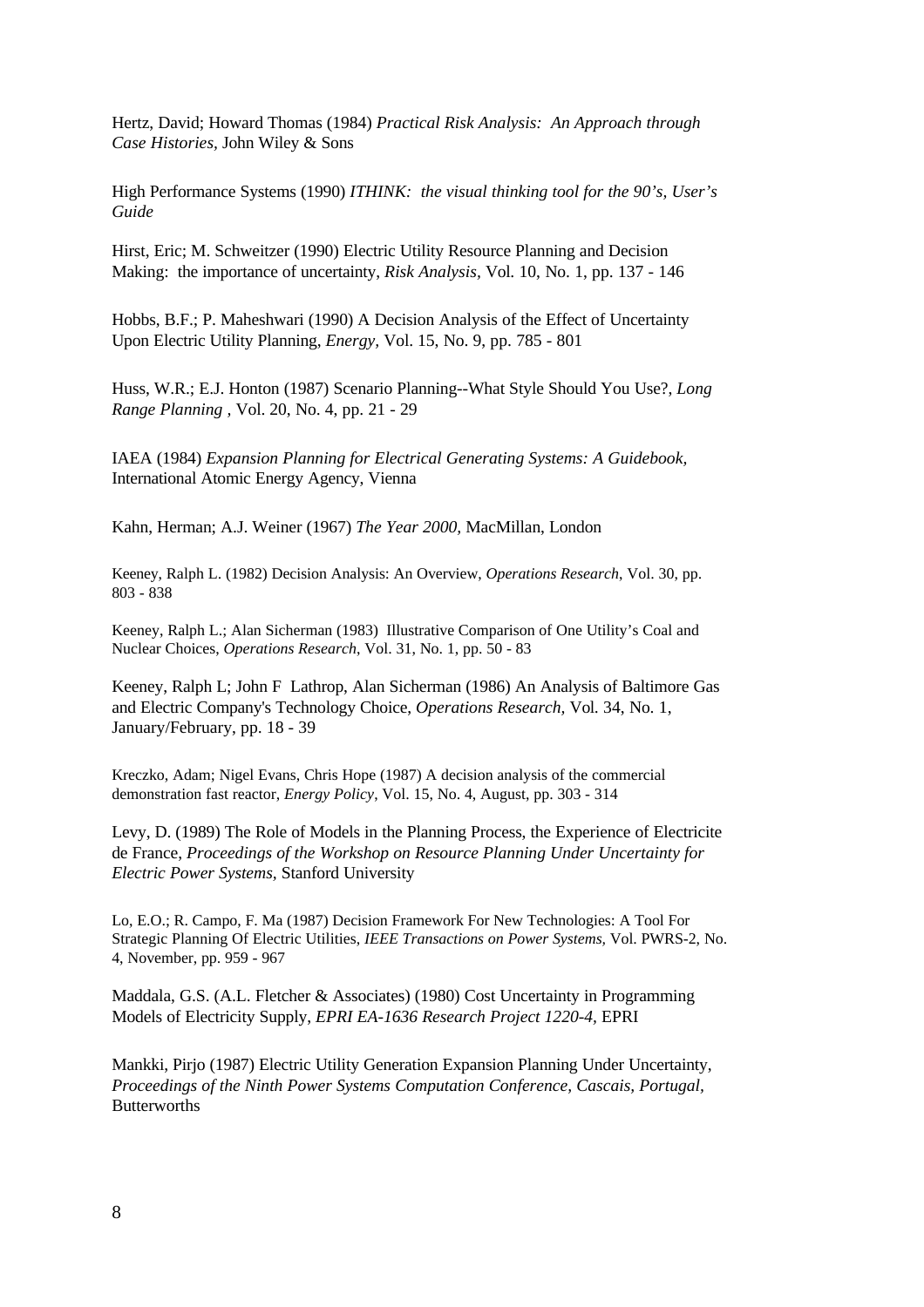Hertz, David; Howard Thomas (1984) *Practical Risk Analysis: An Approach through Case Histories*, John Wiley & Sons

High Performance Systems (1990) *ITHINK: the visual thinking tool for the 90's, User's Guide*

Hirst, Eric; M. Schweitzer (1990) Electric Utility Resource Planning and Decision Making: the importance of uncertainty, *Risk Analysis,* Vol. 10, No. 1, pp. 137 - 146

Hobbs, B.F.; P. Maheshwari (1990) A Decision Analysis of the Effect of Uncertainty Upon Electric Utility Planning, *Energy,* Vol. 15, No. 9, pp. 785 - 801

Huss, W.R.; E.J. Honton (1987) Scenario Planning--What Style Should You Use?, *Long Range Planning* , Vol. 20, No. 4, pp. 21 - 29

IAEA (1984) *Expansion Planning for Electrical Generating Systems: A Guidebook,* International Atomic Energy Agency, Vienna

Kahn, Herman; A.J. Weiner (1967) *The Year 2000,* MacMillan, London

Keeney, Ralph L. (1982) Decision Analysis: An Overview, *Operations Research*, Vol. 30, pp. 803 - 838

Keeney, Ralph L.; Alan Sicherman (1983) Illustrative Comparison of One Utility's Coal and Nuclear Choices, *Operations Research*, Vol. 31, No. 1, pp. 50 - 83

Keeney, Ralph L; John F Lathrop, Alan Sicherman (1986) An Analysis of Baltimore Gas and Electric Company's Technology Choice, *Operations Research,* Vol. 34, No. 1, January/February, pp. 18 - 39

Kreczko, Adam; Nigel Evans, Chris Hope (1987) A decision analysis of the commercial demonstration fast reactor, *Energy Policy*, Vol. 15, No. 4, August, pp. 303 - 314

Levy, D. (1989) The Role of Models in the Planning Process, the Experience of Electricite de France, *Proceedings of the Workshop on Resource Planning Under Uncertainty for Electric Power Systems,* Stanford University

Lo, E.O.; R. Campo, F. Ma (1987) Decision Framework For New Technologies: A Tool For Strategic Planning Of Electric Utilities, *IEEE Transactions on Power Systems,* Vol. PWRS-2, No. 4, November, pp. 959 - 967

Maddala, G.S. (A.L. Fletcher & Associates) (1980) Cost Uncertainty in Programming Models of Electricity Supply, *EPRI EA-1636 Research Project 1220-4,* EPRI

Mankki, Pirjo (1987) Electric Utility Generation Expansion Planning Under Uncertainty, *Proceedings of the Ninth Power Systems Computation Conference, Cascais, Portugal,* Butterworths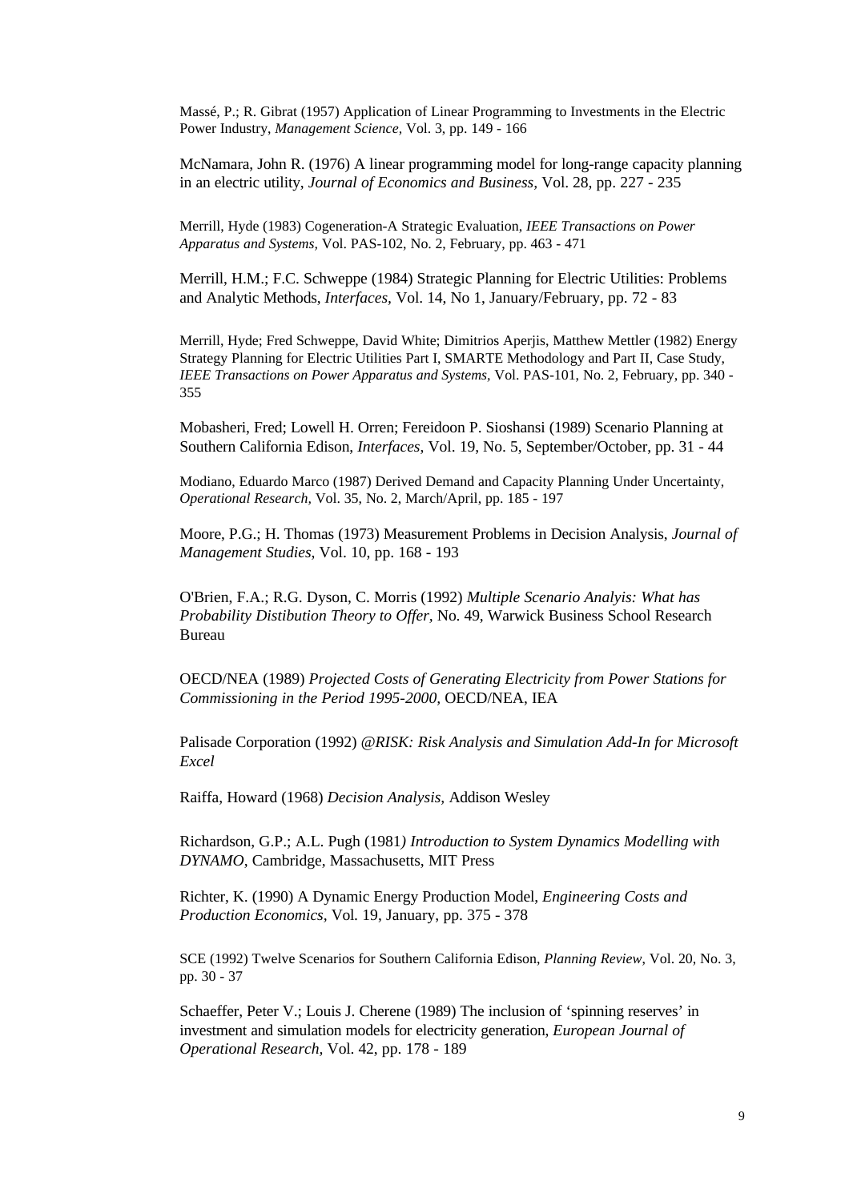Massé, P.; R. Gibrat (1957) Application of Linear Programming to Investments in the Electric Power Industry, *Management Science,* Vol. 3, pp. 149 - 166

McNamara, John R. (1976) A linear programming model for long-range capacity planning in an electric utility, *Journal of Economics and Business,* Vol. 28, pp. 227 - 235

Merrill, Hyde (1983) Cogeneration-A Strategic Evaluation, *IEEE Transactions on Power Apparatus and Systems,* Vol. PAS-102, No. 2, February, pp. 463 - 471

Merrill, H.M.; F.C. Schweppe (1984) Strategic Planning for Electric Utilities: Problems and Analytic Methods, *Interfaces,* Vol. 14, No 1, January/February, pp. 72 - 83

Merrill, Hyde; Fred Schweppe, David White; Dimitrios Aperjis, Matthew Mettler (1982) Energy Strategy Planning for Electric Utilities Part I, SMARTE Methodology and Part II, Case Study, *IEEE Transactions on Power Apparatus and Systems,* Vol. PAS-101, No. 2, February, pp. 340 - 355

Mobasheri, Fred; Lowell H. Orren; Fereidoon P. Sioshansi (1989) Scenario Planning at Southern California Edison, *Interfaces,* Vol. 19, No. 5, September/October, pp. 31 - 44

Modiano, Eduardo Marco (1987) Derived Demand and Capacity Planning Under Uncertainty, *Operational Research,* Vol. 35, No. 2, March/April, pp. 185 - 197

Moore, P.G.; H. Thomas (1973) Measurement Problems in Decision Analysis, *Journal of Management Studies,* Vol. 10, pp. 168 - 193

O'Brien, F.A.; R.G. Dyson, C. Morris (1992) *Multiple Scenario Analyis: What has Probability Distibution Theory to Offer,* No. 49, Warwick Business School Research Bureau

OECD/NEA (1989) *Projected Costs of Generating Electricity from Power Stations for Commissioning in the Period 1995-2000,* OECD/NEA, IEA

Palisade Corporation (1992) *@RISK: Risk Analysis and Simulation Add-In for Microsoft Excel*

Raiffa, Howard (1968) *Decision Analysis,* Addison Wesley

Richardson, G.P.; A.L. Pugh (1981*) Introduction to System Dynamics Modelling with DYNAMO,* Cambridge, Massachusetts, MIT Press

Richter, K. (1990) A Dynamic Energy Production Model, *Engineering Costs and Production Economics,* Vol. 19, January, pp. 375 - 378

SCE (1992) Twelve Scenarios for Southern California Edison, *Planning Review,* Vol. 20, No. 3, pp. 30 - 37

Schaeffer, Peter V.; Louis J. Cherene (1989) The inclusion of 'spinning reserves' in investment and simulation models for electricity generation, *European Journal of Operational Research,* Vol. 42, pp. 178 - 189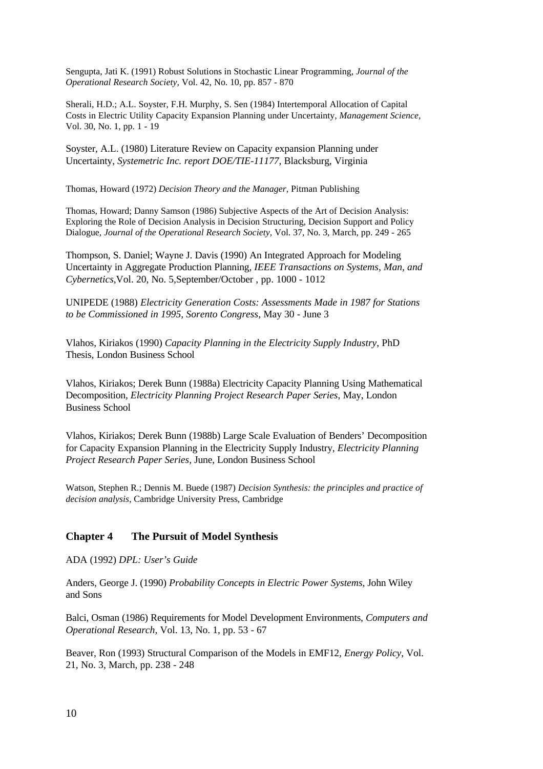Sengupta, Jati K. (1991) Robust Solutions in Stochastic Linear Programming, *Journal of the Operational Research Society*, Vol. 42, No. 10, pp. 857 - 870

Sherali, H.D.; A.L. Soyster, F.H. Murphy, S. Sen (1984) Intertemporal Allocation of Capital Costs in Electric Utility Capacity Expansion Planning under Uncertainty, *Management Science*, Vol. 30, No. 1, pp. 1 - 19

Soyster, A.L. (1980) Literature Review on Capacity expansion Planning under Uncertainty, *Systemetric Inc. report DOE/TIE-11177*, Blacksburg, Virginia

Thomas, Howard (1972) *Decision Theory and the Manager*, Pitman Publishing

Thomas, Howard; Danny Samson (1986) Subjective Aspects of the Art of Decision Analysis: Exploring the Role of Decision Analysis in Decision Structuring, Decision Support and Policy Dialogue, *Journal of the Operational Research Society*, Vol. 37, No. 3, March, pp. 249 - 265

Thompson, S. Daniel; Wayne J. Davis (1990) An Integrated Approach for Modeling Uncertainty in Aggregate Production Planning, *IEEE Transactions on Systems, Man, and Cybernetics*,Vol. 20, No. 5,September/October , pp. 1000 - 1012

UNIPEDE (1988) *Electricity Generation Costs: Assessments Made in 1987 for Stations to be Commissioned in 1995, Sorento Congress*, May 30 - June 3

Vlahos, Kiriakos (1990) *Capacity Planning in the Electricity Supply Industry*, PhD Thesis, London Business School

Vlahos, Kiriakos; Derek Bunn (1988a) Electricity Capacity Planning Using Mathematical Decomposition, *Electricity Planning Project Research Paper Series*, May, London Business School

Vlahos, Kiriakos; Derek Bunn (1988b) Large Scale Evaluation of Benders' Decomposition for Capacity Expansion Planning in the Electricity Supply Industry, *Electricity Planning Project Research Paper Series*, June, London Business School

Watson, Stephen R.; Dennis M. Buede (1987) *Decision Synthesis: the principles and practice of decision analysis*, Cambridge University Press, Cambridge

## Chapter 4 The Pursuit of Model Synthesis

ADA (1992) *DPL: User's Guide*

Anders, George J. (1990) *Probability Concepts in Electric Power Systems*, John Wiley and Sons

Balci, Osman (1986) Requirements for Model Development Environments, *Computers and Operational Research*, Vol. 13, No. 1, pp. 53 - 67

Beaver, Ron (1993) Structural Comparison of the Models in EMF12, *Energy Policy*, Vol. 21, No. 3, March, pp. 238 - 248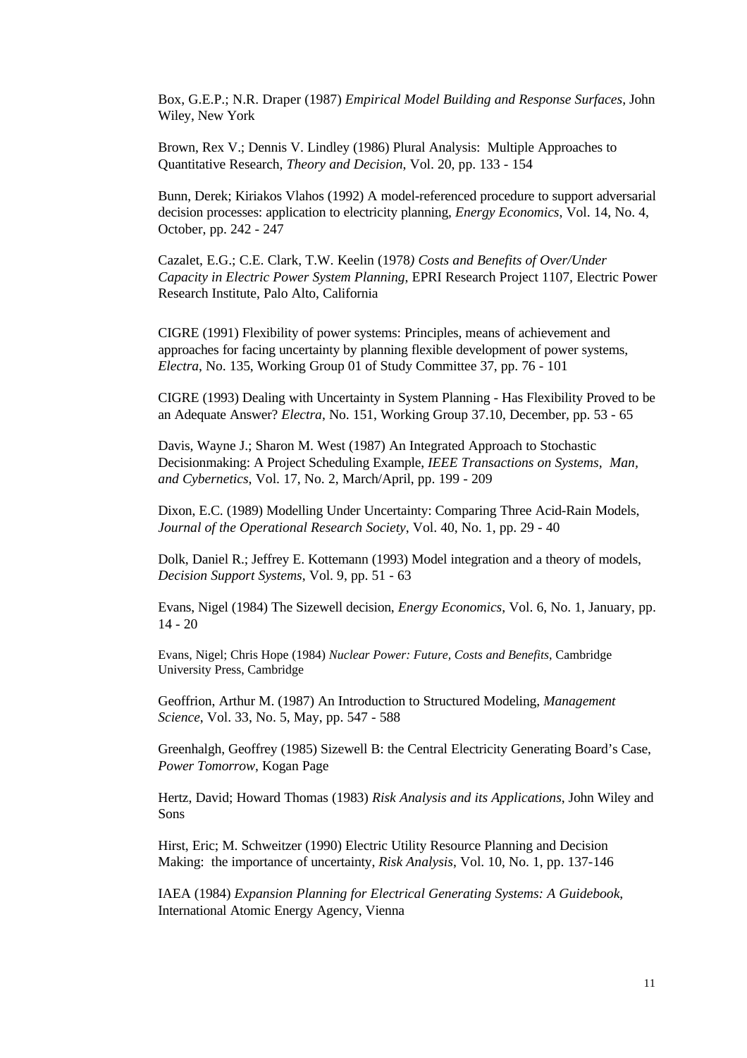Box, G.E.P.; N.R. Draper (1987) *Empirical Model Building and Response Surfaces*, John Wiley, New York

Brown, Rex V.; Dennis V. Lindley (1986) Plural Analysis: Multiple Approaches to Quantitative Research, *Theory and Decision*, Vol. 20, pp. 133 - 154

Bunn, Derek; Kiriakos Vlahos (1992) A model-referenced procedure to support adversarial decision processes: application to electricity planning, *Energy Economics*, Vol. 14, No. 4, October, pp. 242 - 247

Cazalet, E.G.; C.E. Clark, T.W. Keelin (1978*) Costs and Benefits of Over/Under Capacity in Electric Power System Planning*, EPRI Research Project 1107, Electric Power Research Institute, Palo Alto, California

CIGRE (1991) Flexibility of power systems: Principles, means of achievement and approaches for facing uncertainty by planning flexible development of power systems, *Electra*, No. 135, Working Group 01 of Study Committee 37, pp. 76 - 101

CIGRE (1993) Dealing with Uncertainty in System Planning - Has Flexibility Proved to be an Adequate Answer? *Electra*, No. 151, Working Group 37.10, December, pp. 53 - 65

Davis, Wayne J.; Sharon M. West (1987) An Integrated Approach to Stochastic Decisionmaking: A Project Scheduling Example, *IEEE Transactions on Systems, Man, and Cybernetics*, Vol. 17, No. 2, March/April, pp. 199 - 209

Dixon, E.C. (1989) Modelling Under Uncertainty: Comparing Three Acid-Rain Models, *Journal of the Operational Research Society*, Vol. 40, No. 1, pp. 29 - 40

Dolk, Daniel R.; Jeffrey E. Kottemann (1993) Model integration and a theory of models, *Decision Support Systems*, Vol. 9, pp. 51 - 63

Evans, Nigel (1984) The Sizewell decision, *Energy Economics*, Vol. 6, No. 1, January, pp. 14 - 20

Evans, Nigel; Chris Hope (1984) *Nuclear Power: Future, Costs and Benefits*, Cambridge University Press, Cambridge

Geoffrion, Arthur M. (1987) An Introduction to Structured Modeling, *Management Science*, Vol. 33, No. 5, May, pp. 547 - 588

Greenhalgh, Geoffrey (1985) Sizewell B: the Central Electricity Generating Board's Case, *Power Tomorrow*, Kogan Page

Hertz, David; Howard Thomas (1983) *Risk Analysis and its Applications*, John Wiley and Sons

Hirst, Eric; M. Schweitzer (1990) Electric Utility Resource Planning and Decision Making: the importance of uncertainty, *Risk Analysis*, Vol. 10, No. 1, pp. 137-146

IAEA (1984) *Expansion Planning for Electrical Generating Systems: A Guidebook*, International Atomic Energy Agency, Vienna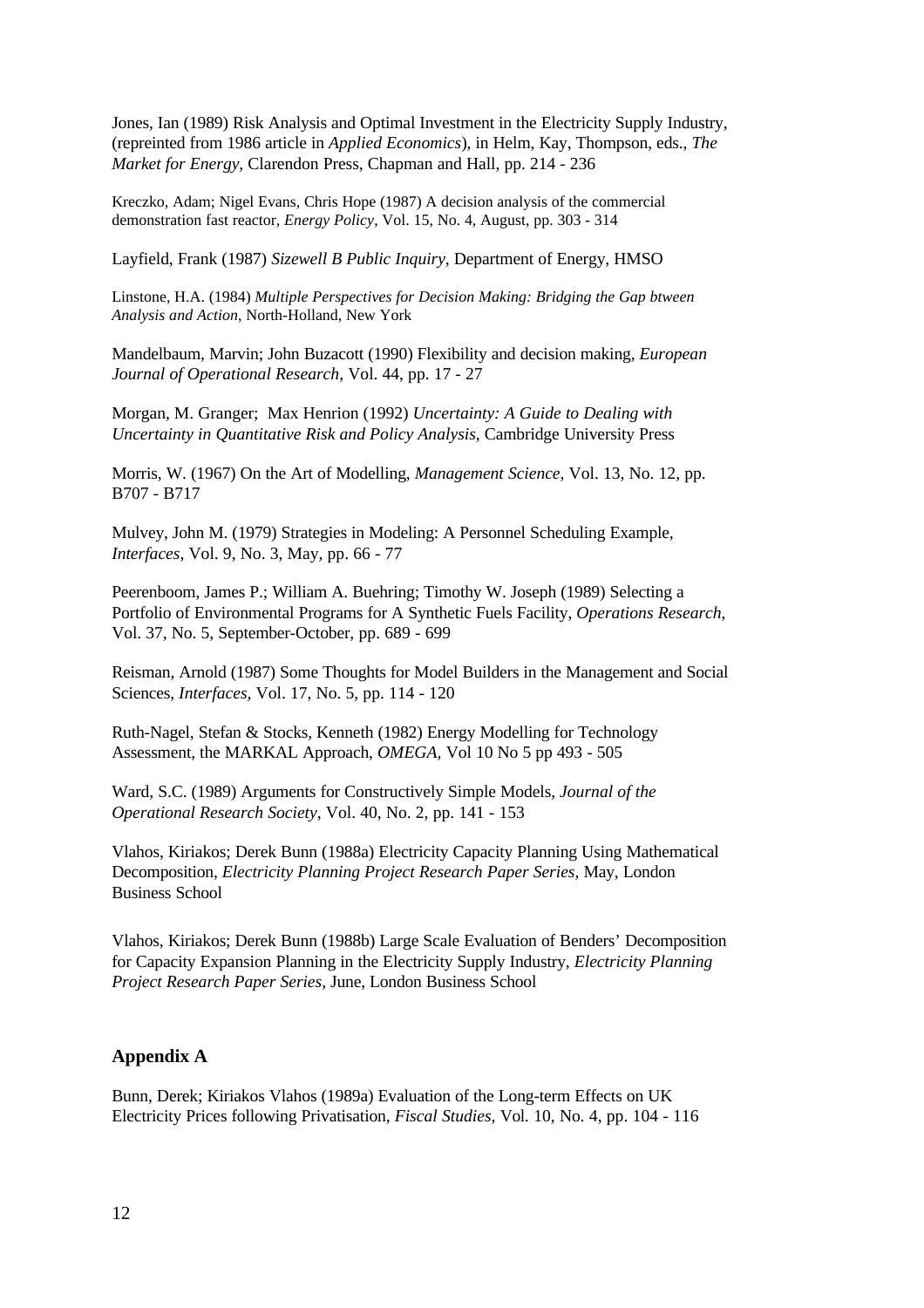Jones, Ian (1989) Risk Analysis and Optimal Investment in the Electricity Supply Industry, (repreinted from 1986 article in *Applied Economics*), in Helm, Kay, Thompson, eds., *The Market for Energy*, Clarendon Press, Chapman and Hall, pp. 214 - 236

Kreczko, Adam; Nigel Evans, Chris Hope (1987) A decision analysis of the commercial demonstration fast reactor, *Energy Policy*, Vol. 15, No. 4, August, pp. 303 - 314

Layfield, Frank (1987) *Sizewell B Public Inquiry*, Department of Energy, HMSO

Linstone, H.A. (1984) *Multiple Perspectives for Decision Making: Bridging the Gap btween Analysis and Action*, North-Holland, New York

Mandelbaum, Marvin; John Buzacott (1990) Flexibility and decision making, *European Journal of Operational Research*, Vol. 44, pp. 17 - 27

Morgan, M. Granger; Max Henrion (1992) *Uncertainty: A Guide to Dealing with Uncertainty in Quantitative Risk and Policy Analysis*, Cambridge University Press

Morris, W. (1967) On the Art of Modelling, *Management Science*, Vol. 13, No. 12, pp. B707 - B717

Mulvey, John M. (1979) Strategies in Modeling: A Personnel Scheduling Example, *Interfaces*, Vol. 9, No. 3, May, pp. 66 - 77

Peerenboom, James P.; William A. Buehring; Timothy W. Joseph (1989) Selecting a Portfolio of Environmental Programs for A Synthetic Fuels Facility, *Operations Research*, Vol. 37, No. 5, September-October, pp. 689 - 699

Reisman, Arnold (1987) Some Thoughts for Model Builders in the Management and Social Sciences, *Interfaces*, Vol. 17, No. 5, pp. 114 - 120

Ruth-Nagel, Stefan & Stocks, Kenneth (1982) Energy Modelling for Technology Assessment, the MARKAL Approach, *OMEGA*, Vol 10 No 5 pp 493 - 505

Ward, S.C. (1989) Arguments for Constructively Simple Models, *Journal of the Operational Research Society*, Vol. 40, No. 2, pp. 141 - 153

Vlahos, Kiriakos; Derek Bunn (1988a) Electricity Capacity Planning Using Mathematical Decomposition, *Electricity Planning Project Research Paper Series*, May, London Business School

Vlahos, Kiriakos; Derek Bunn (1988b) Large Scale Evaluation of Benders' Decomposition for Capacity Expansion Planning in the Electricity Supply Industry, *Electricity Planning Project Research Paper Series*, June, London Business School

## Appendix A

Bunn, Derek; Kiriakos Vlahos (1989a) Evaluation of the Long-term Effects on UK Electricity Prices following Privatisation, *Fiscal Studies*, Vol. 10, No. 4, pp. 104 - 116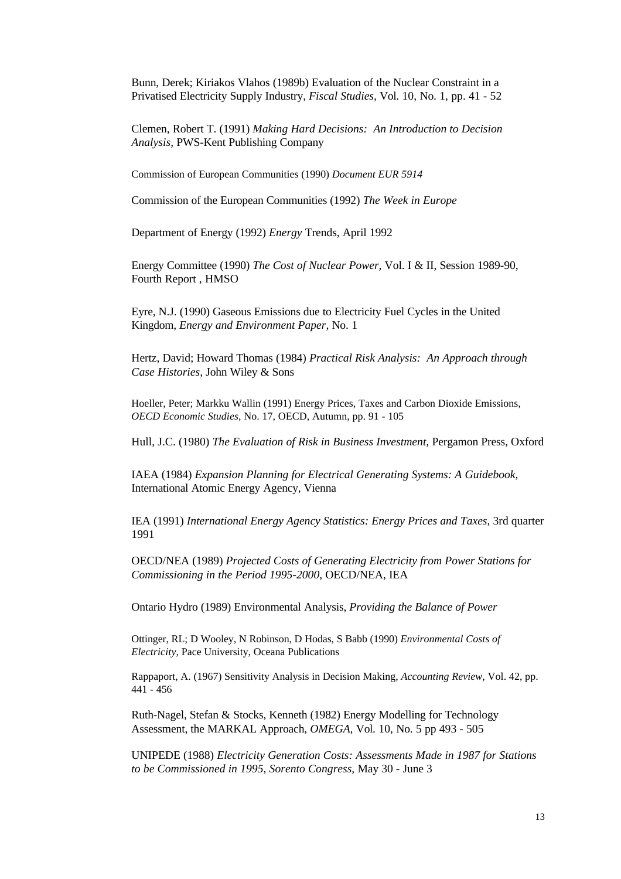Bunn, Derek; Kiriakos Vlahos (1989b) Evaluation of the Nuclear Constraint in a Privatised Electricity Supply Industry, *Fiscal Studies*, Vol. 10, No. 1, pp. 41 - 52

Clemen, Robert T. (1991) *Making Hard Decisions: An Introduction to Decision Analysis,* PWS-Kent Publishing Company

Commission of European Communities (1990) *Document EUR 5914*

Commission of the European Communities (1992) *The Week in Europe*

Department of Energy (1992) *Energy* Trends, April 1992

Energy Committee (1990) *The Cost of Nuclear Power,* Vol. I & II, Session 1989-90, Fourth Report , HMSO

Eyre, N.J. (1990) Gaseous Emissions due to Electricity Fuel Cycles in the United Kingdom, *Energy and Environment Paper,* No. 1

Hertz, David; Howard Thomas (1984) *Practical Risk Analysis: An Approach through Case Histories,* John Wiley & Sons

Hoeller, Peter; Markku Wallin (1991) Energy Prices, Taxes and Carbon Dioxide Emissions, *OECD Economic Studies,* No. 17, OECD, Autumn, pp. 91 - 105

Hull, J.C. (1980) *The Evaluation of Risk in Business Investment,* Pergamon Press, Oxford

IAEA (1984) *Expansion Planning for Electrical Generating Systems: A Guidebook,* International Atomic Energy Agency, Vienna

IEA (1991) *International Energy Agency Statistics: Energy Prices and Taxes*, 3rd quarter 1991

OECD/NEA (1989) *Projected Costs of Generating Electricity from Power Stations for Commissioning in the Period 1995-2000,* OECD/NEA, IEA

Ontario Hydro (1989) Environmental Analysis, *Providing the Balance of Power*

Ottinger, RL; D Wooley, N Robinson, D Hodas, S Babb (1990) *Environmental Costs of Electricity,* Pace University, Oceana Publications

Rappaport, A. (1967) Sensitivity Analysis in Decision Making, *Accounting Review,* Vol. 42, pp. 441 - 456

Ruth-Nagel, Stefan & Stocks, Kenneth (1982) Energy Modelling for Technology Assessment, the MARKAL Approach, *OMEGA,* Vol. 10, No. 5 pp 493 - 505

UNIPEDE (1988) *Electricity Generation Costs: Assessments Made in 1987 for Stations to be Commissioned in 1995, Sorento Congress,* May 30 - June 3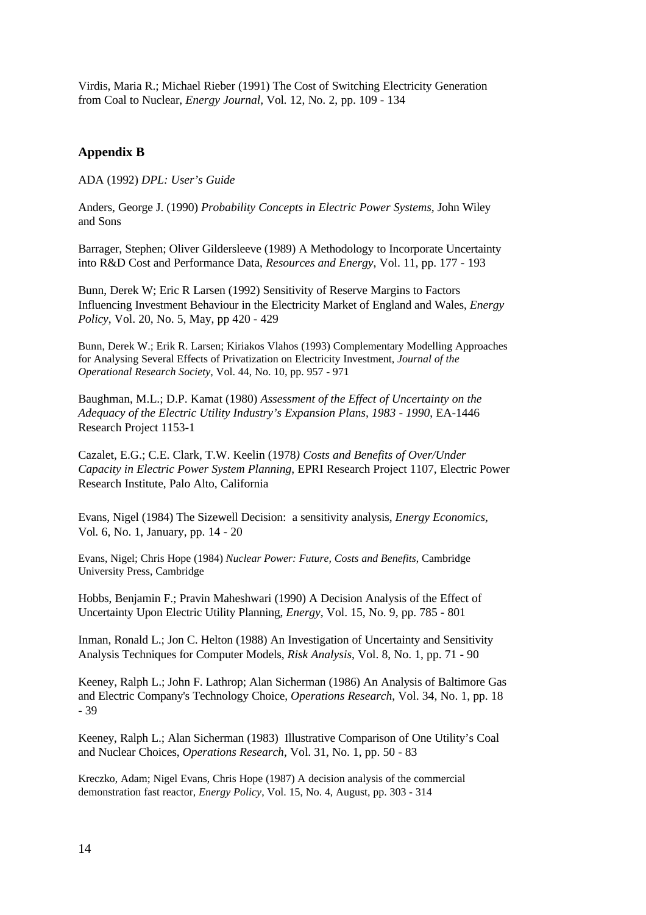Virdis, Maria R.; Michael Rieber (1991) The Cost of Switching Electricity Generation from Coal to Nuclear, *Energy Journal*, Vol. 12, No. 2, pp. 109 - 134

## Appendix B

ADA (1992) *DPL: User's Guide*

Anders, George J. (1990) *Probability Concepts in Electric Power Systems*, John Wiley and Sons

Barrager, Stephen; Oliver Gildersleeve (1989) A Methodology to Incorporate Uncertainty into R&D Cost and Performance Data, *Resources and Energy*, Vol. 11, pp. 177 - 193

Bunn, Derek W; Eric R Larsen (1992) Sensitivity of Reserve Margins to Factors Influencing Investment Behaviour in the Electricity Market of England and Wales, *Energy Policy*, Vol. 20, No. 5, May, pp 420 - 429

Bunn, Derek W.; Erik R. Larsen; Kiriakos Vlahos (1993) Complementary Modelling Approaches for Analysing Several Effects of Privatization on Electricity Investment, *Journal of the Operational Research Society*, Vol. 44, No. 10, pp. 957 - 971

Baughman, M.L.; D.P. Kamat (1980) *Assessment of the Effect of Uncertainty on the Adequacy of the Electric Utility Industry's Expansion Plans, 1983 - 1990*, EA-1446 Research Project 1153-1

Cazalet, E.G.; C.E. Clark, T.W. Keelin (1978*) Costs and Benefits of Over/Under Capacity in Electric Power System Planning*, EPRI Research Project 1107, Electric Power Research Institute, Palo Alto, California

Evans, Nigel (1984) The Sizewell Decision: a sensitivity analysis, *Energy Economics*, Vol. 6, No. 1, January, pp. 14 - 20

Evans, Nigel; Chris Hope (1984) *Nuclear Power: Future, Costs and Benefits*, Cambridge University Press, Cambridge

Hobbs, Benjamin F.; Pravin Maheshwari (1990) A Decision Analysis of the Effect of Uncertainty Upon Electric Utility Planning, *Energy*, Vol. 15, No. 9, pp. 785 - 801

Inman, Ronald L.; Jon C. Helton (1988) An Investigation of Uncertainty and Sensitivity Analysis Techniques for Computer Models, *Risk Analysis*, Vol. 8, No. 1, pp. 71 - 90

Keeney, Ralph L.; John F. Lathrop; Alan Sicherman (1986) An Analysis of Baltimore Gas and Electric Company's Technology Choice, *Operations Research*, Vol. 34, No. 1, pp. 18 - 39

Keeney, Ralph L.; Alan Sicherman (1983) Illustrative Comparison of One Utility's Coal and Nuclear Choices, *Operations Research*, Vol. 31, No. 1, pp. 50 - 83

Kreczko, Adam; Nigel Evans, Chris Hope (1987) A decision analysis of the commercial demonstration fast reactor, *Energy Policy*, Vol. 15, No. 4, August, pp. 303 - 314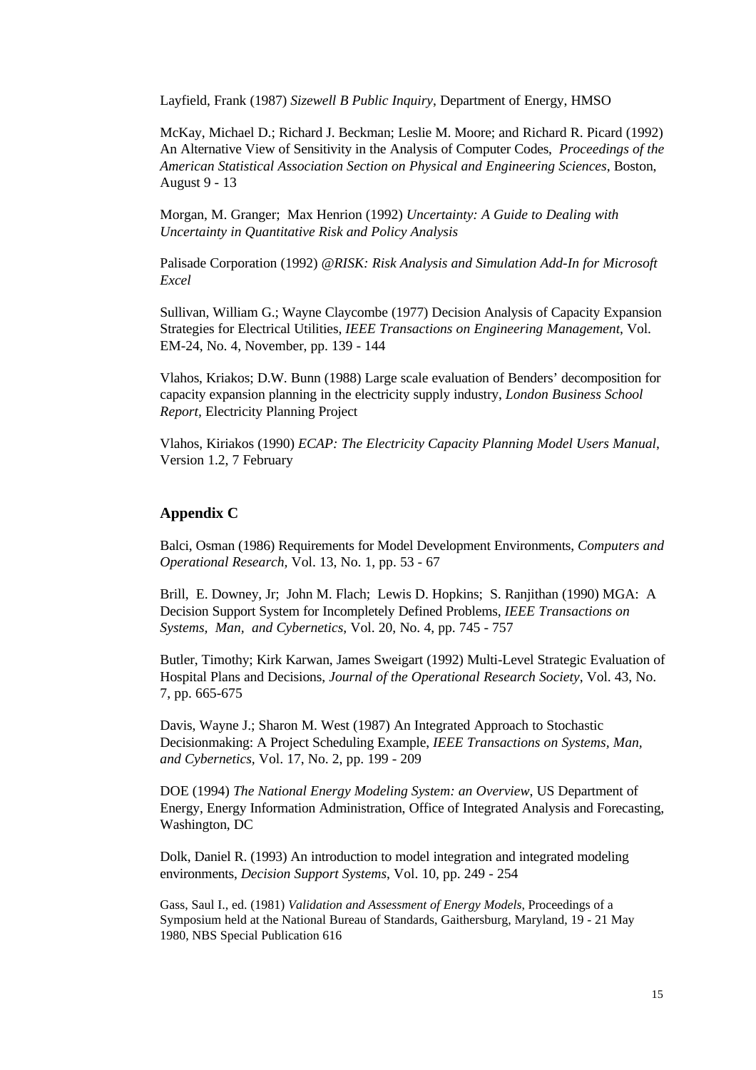Layfield, Frank (1987) *Sizewell B Public Inquiry*, Department of Energy, HMSO

McKay, Michael D.; Richard J. Beckman; Leslie M. Moore; and Richard R. Picard (1992) An Alternative View of Sensitivity in the Analysis of Computer Codes, *Proceedings of the American Statistical Association Section on Physical and Engineering Sciences*, Boston, August 9 - 13

Morgan, M. Granger; Max Henrion (1992) *Uncertainty: A Guide to Dealing with Uncertainty in Quantitative Risk and Policy Analysis*

Palisade Corporation (1992) *@RISK: Risk Analysis and Simulation Add-In for Microsoft Excel*

Sullivan, William G.; Wayne Claycombe (1977) Decision Analysis of Capacity Expansion Strategies for Electrical Utilities, *IEEE Transactions on Engineering Management*, Vol. EM-24, No. 4, November, pp. 139 - 144

Vlahos, Kriakos; D.W. Bunn (1988) Large scale evaluation of Benders' decomposition for capacity expansion planning in the electricity supply industry, *London Business School Report*, Electricity Planning Project

Vlahos, Kiriakos (1990) *ECAP: The Electricity Capacity Planning Model Users Manual*, Version 1.2, 7 February

## Appendix C

Balci, Osman (1986) Requirements for Model Development Environments, *Computers and Operational Research*, Vol. 13, No. 1, pp. 53 - 67

Brill, E. Downey, Jr; John M. Flach; Lewis D. Hopkins; S. Ranjithan (1990) MGA: A Decision Support System for Incompletely Defined Problems, *IEEE Transactions on Systems, Man, and Cybernetics*, Vol. 20, No. 4, pp. 745 - 757

Butler, Timothy; Kirk Karwan, James Sweigart (1992) Multi-Level Strategic Evaluation of Hospital Plans and Decisions, *Journal of the Operational Research Society*, Vol. 43, No. 7, pp. 665-675

Davis, Wayne J.; Sharon M. West (1987) An Integrated Approach to Stochastic Decisionmaking: A Project Scheduling Example, *IEEE Transactions on Systems, Man, and Cybernetics*, Vol. 17, No. 2, pp. 199 - 209

DOE (1994) *The National Energy Modeling System: an Overview*, US Department of Energy, Energy Information Administration, Office of Integrated Analysis and Forecasting, Washington, DC

Dolk, Daniel R. (1993) An introduction to model integration and integrated modeling environments, *Decision Support Systems*, Vol. 10, pp. 249 - 254

Gass, Saul I., ed. (1981) *Validation and Assessment of Energy Models*, Proceedings of a Symposium held at the National Bureau of Standards, Gaithersburg, Maryland, 19 - 21 May 1980, NBS Special Publication 616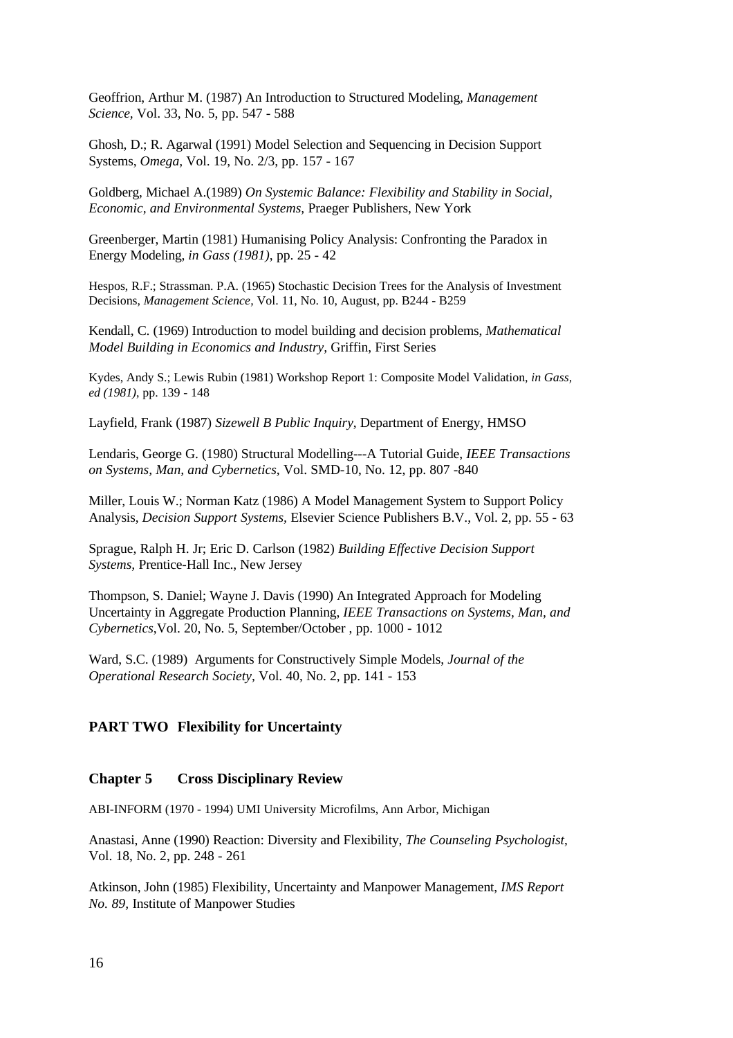Geoffrion, Arthur M. (1987) An Introduction to Structured Modeling, *Management Science*, Vol. 33, No. 5, pp. 547 - 588

Ghosh, D.; R. Agarwal (1991) Model Selection and Sequencing in Decision Support Systems, *Omega*, Vol. 19, No. 2/3, pp. 157 - 167

Goldberg, Michael A.(1989) *On Systemic Balance: Flexibility and Stability in Social, Economic, and Environmental Systems*, Praeger Publishers, New York

Greenberger, Martin (1981) Humanising Policy Analysis: Confronting the Paradox in Energy Modeling, *in Gass (1981)*, pp. 25 - 42

Hespos, R.F.; Strassman. P.A. (1965) Stochastic Decision Trees for the Analysis of Investment Decisions, *Management Science,* Vol. 11, No. 10, August, pp. B244 - B259

Kendall, C. (1969) Introduction to model building and decision problems, *Mathematical Model Building in Economics and Industry*, Griffin, First Series

Kydes, Andy S.; Lewis Rubin (1981) Workshop Report 1: Composite Model Validation, *in Gass, ed (1981)*, pp. 139 - 148

Layfield, Frank (1987) *Sizewell B Public Inquiry*, Department of Energy, HMSO

Lendaris, George G. (1980) Structural Modelling---A Tutorial Guide, *IEEE Transactions on Systems, Man, and Cybernetics,* Vol. SMD-10, No. 12, pp. 807 -840

Miller, Louis W.; Norman Katz (1986) A Model Management System to Support Policy Analysis, *Decision Support Systems,* Elsevier Science Publishers B.V., Vol. 2, pp. 55 - 63

Sprague, Ralph H. Jr; Eric D. Carlson (1982) *Building Effective Decision Support Systems,* Prentice-Hall Inc., New Jersey

Thompson, S. Daniel; Wayne J. Davis (1990) An Integrated Approach for Modeling Uncertainty in Aggregate Production Planning, *IEEE Transactions on Systems, Man, and Cybernetics*,Vol. 20, No. 5, September/October , pp. 1000 - 1012

Ward, S.C. (1989) Arguments for Constructively Simple Models, *Journal of the Operational Research Society*, Vol. 40, No. 2, pp. 141 - 153

## PART TWO Flexibility for Uncertainty

### Chapter 5 Cross Disciplinary Review

ABI-INFORM (1970 - 1994) UMI University Microfilms, Ann Arbor, Michigan

Anastasi, Anne (1990) Reaction: Diversity and Flexibility, *The Counseling Psychologist*, Vol. 18, No. 2, pp. 248 - 261

Atkinson, John (1985) Flexibility, Uncertainty and Manpower Management, *IMS Report No. 89,* Institute of Manpower Studies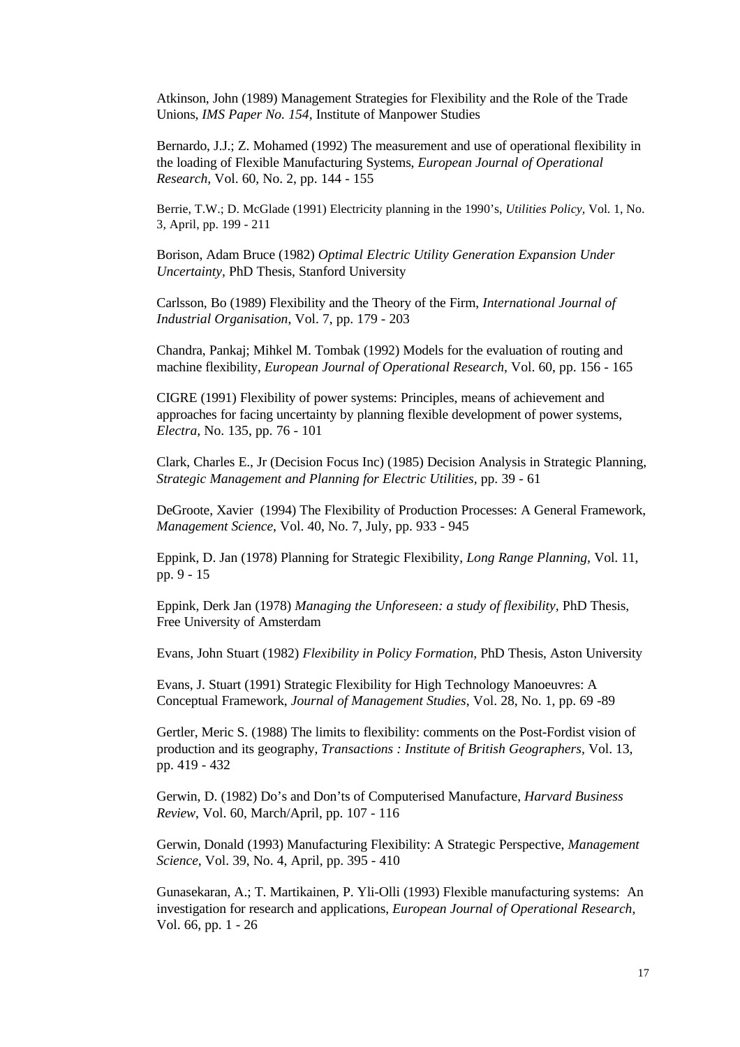Atkinson, John (1989) Management Strategies for Flexibility and the Role of the Trade Unions, *IMS Paper No. 154*, Institute of Manpower Studies

Bernardo, J.J.; Z. Mohamed (1992) The measurement and use of operational flexibility in the loading of Flexible Manufacturing Systems, *European Journal of Operational Research*, Vol. 60, No. 2, pp. 144 - 155

Berrie, T.W.; D. McGlade (1991) Electricity planning in the 1990's, *Utilities Policy*, Vol. 1, No. 3, April, pp. 199 - 211

Borison, Adam Bruce (1982) *Optimal Electric Utility Generation Expansion Under Uncertainty*, PhD Thesis, Stanford University

Carlsson, Bo (1989) Flexibility and the Theory of the Firm, *International Journal of Industrial Organisation*, Vol. 7, pp. 179 - 203

Chandra, Pankaj; Mihkel M. Tombak (1992) Models for the evaluation of routing and machine flexibility, *European Journal of Operational Research*, Vol. 60, pp. 156 - 165

CIGRE (1991) Flexibility of power systems: Principles, means of achievement and approaches for facing uncertainty by planning flexible development of power systems, *Electra*, No. 135, pp. 76 - 101

Clark, Charles E., Jr (Decision Focus Inc) (1985) Decision Analysis in Strategic Planning, *Strategic Management and Planning for Electric Utilities*, pp. 39 - 61

DeGroote, Xavier (1994) The Flexibility of Production Processes: A General Framework, *Management Science*, Vol. 40, No. 7, July, pp. 933 - 945

Eppink, D. Jan (1978) Planning for Strategic Flexibility, *Long Range Planning*, Vol. 11, pp. 9 - 15

Eppink, Derk Jan (1978) *Managing the Unforeseen: a study of flexibility*, PhD Thesis, Free University of Amsterdam

Evans, John Stuart (1982) *Flexibility in Policy Formation*, PhD Thesis, Aston University

Evans, J. Stuart (1991) Strategic Flexibility for High Technology Manoeuvres: A Conceptual Framework, *Journal of Management Studies*, Vol. 28, No. 1, pp. 69 -89

Gertler, Meric S. (1988) The limits to flexibility: comments on the Post-Fordist vision of production and its geography, *Transactions : Institute of British Geographers*, Vol. 13, pp. 419 - 432

Gerwin, D. (1982) Do's and Don'ts of Computerised Manufacture, *Harvard Business Review*, Vol. 60, March/April, pp. 107 - 116

Gerwin, Donald (1993) Manufacturing Flexibility: A Strategic Perspective, *Management Science*, Vol. 39, No. 4, April, pp. 395 - 410

Gunasekaran, A.; T. Martikainen, P. Yli-Olli (1993) Flexible manufacturing systems: An investigation for research and applications, *European Journal of Operational Research*, Vol. 66, pp. 1 - 26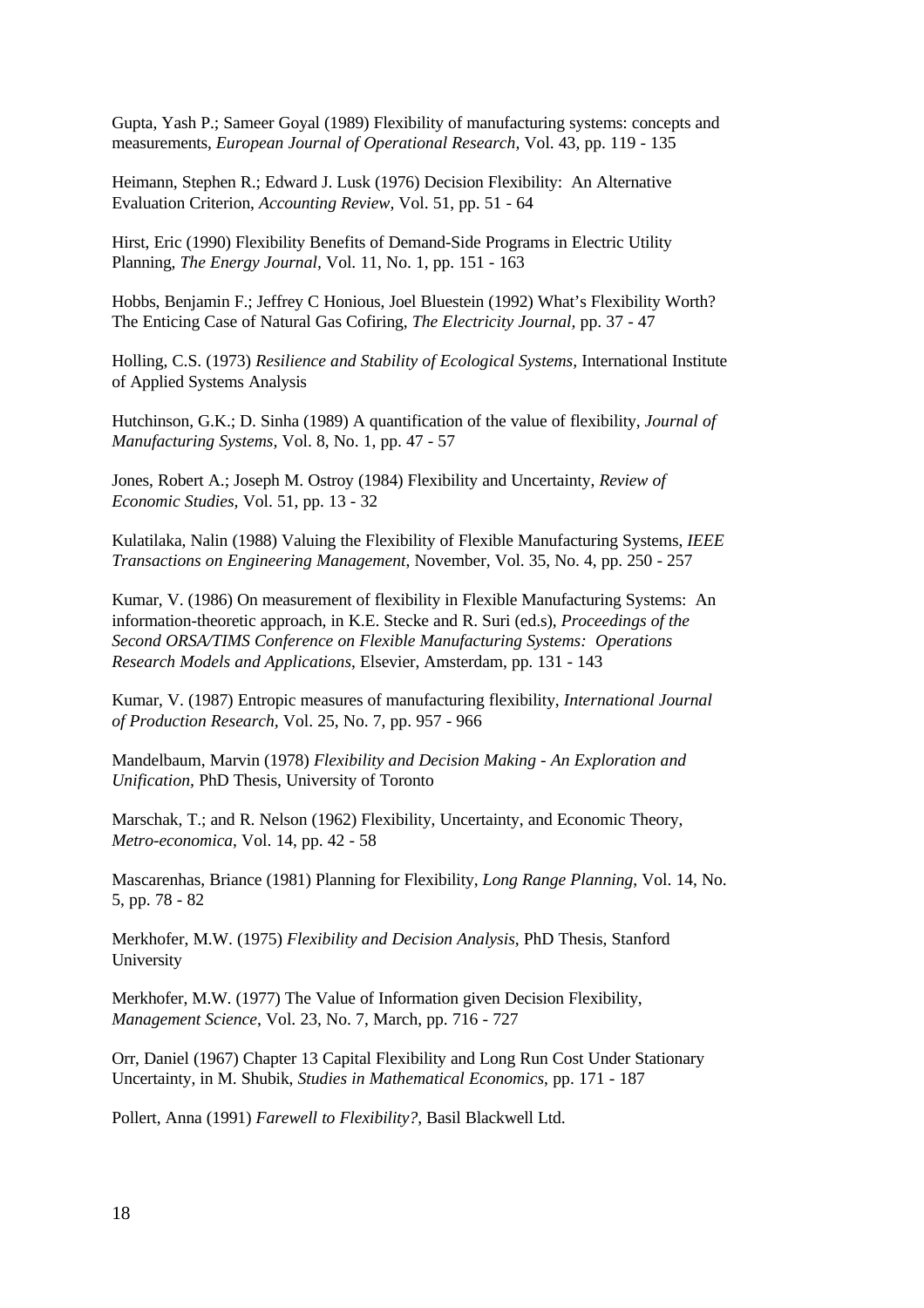Gupta, Yash P.; Sameer Goyal (1989) Flexibility of manufacturing systems: concepts and measurements, *European Journal of Operational Research*, Vol. 43, pp. 119 - 135

Heimann, Stephen R.; Edward J. Lusk (1976) Decision Flexibility: An Alternative Evaluation Criterion, *Accounting Review*, Vol. 51, pp. 51 - 64

Hirst, Eric (1990) Flexibility Benefits of Demand-Side Programs in Electric Utility Planning, *The Energy Journal*, Vol. 11, No. 1, pp. 151 - 163

Hobbs, Benjamin F.; Jeffrey C Honious, Joel Bluestein (1992) What's Flexibility Worth? The Enticing Case of Natural Gas Cofiring, *The Electricity Journal*, pp. 37 - 47

Holling, C.S. (1973) *Resilience and Stability of Ecological Systems*, International Institute of Applied Systems Analysis

Hutchinson, G.K.; D. Sinha (1989) A quantification of the value of flexibility, *Journal of Manufacturing Systems*, Vol. 8, No. 1, pp. 47 - 57

Jones, Robert A.; Joseph M. Ostroy (1984) Flexibility and Uncertainty, *Review of Economic Studies*, Vol. 51, pp. 13 - 32

Kulatilaka, Nalin (1988) Valuing the Flexibility of Flexible Manufacturing Systems, *IEEE Transactions on Engineering Management*, November, Vol. 35, No. 4, pp. 250 - 257

Kumar, V. (1986) On measurement of flexibility in Flexible Manufacturing Systems: An information-theoretic approach, in K.E. Stecke and R. Suri (ed.s), *Proceedings of the Second ORSA/TIMS Conference on Flexible Manufacturing Systems: Operations Research Models and Applications*, Elsevier, Amsterdam, pp. 131 - 143

Kumar, V. (1987) Entropic measures of manufacturing flexibility, *International Journal of Production Research*, Vol. 25, No. 7, pp. 957 - 966

Mandelbaum, Marvin (1978) *Flexibility and Decision Making - An Exploration and Unification*, PhD Thesis, University of Toronto

Marschak, T.; and R. Nelson (1962) Flexibility, Uncertainty, and Economic Theory, *Metro-economica*, Vol. 14, pp. 42 - 58

Mascarenhas, Briance (1981) Planning for Flexibility, *Long Range Planning*, Vol. 14, No. 5, pp. 78 - 82

Merkhofer, M.W. (1975) *Flexibility and Decision Analysis*, PhD Thesis, Stanford University

Merkhofer, M.W. (1977) The Value of Information given Decision Flexibility, *Management Science*, Vol. 23, No. 7, March, pp. 716 - 727

Orr, Daniel (1967) Chapter 13 Capital Flexibility and Long Run Cost Under Stationary Uncertainty, in M. Shubik, *Studies in Mathematical Economics*, pp. 171 - 187

Pollert, Anna (1991) *Farewell to Flexibility?*, Basil Blackwell Ltd.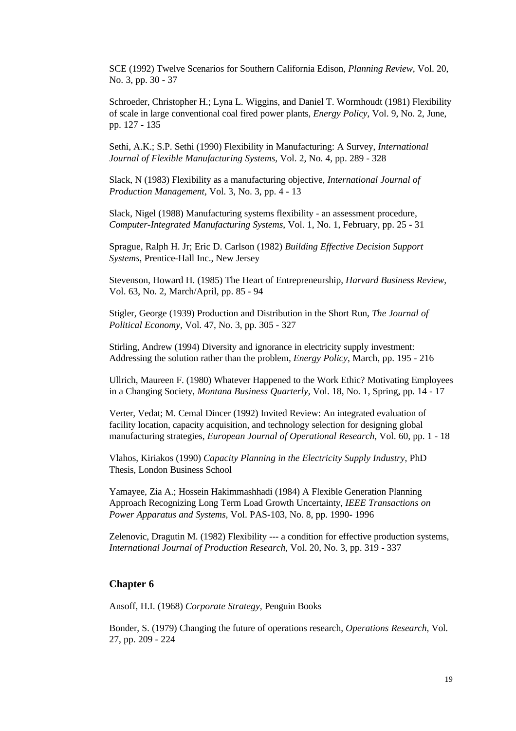SCE (1992) Twelve Scenarios for Southern California Edison, *Planning Review*, Vol. 20, No. 3, pp. 30 - 37

Schroeder, Christopher H.; Lyna L. Wiggins, and Daniel T. Wormhoudt (1981) Flexibility of scale in large conventional coal fired power plants, *Energy Policy*, Vol. 9, No. 2, June, pp. 127 - 135

Sethi, A.K.; S.P. Sethi (1990) Flexibility in Manufacturing: A Survey, *International Journal of Flexible Manufacturing Systems*, Vol. 2, No. 4, pp. 289 - 328

Slack, N (1983) Flexibility as a manufacturing objective, *International Journal of Production Management*, Vol. 3, No. 3, pp. 4 - 13

Slack, Nigel (1988) Manufacturing systems flexibility - an assessment procedure, *Computer-Integrated Manufacturing Systems*, Vol. 1, No. 1, February, pp. 25 - 31

Sprague, Ralph H. Jr; Eric D. Carlson (1982) *Building Effective Decision Support Systems*, Prentice-Hall Inc., New Jersey

Stevenson, Howard H. (1985) The Heart of Entrepreneurship, *Harvard Business Review*, Vol. 63, No. 2, March/April, pp. 85 - 94

Stigler, George (1939) Production and Distribution in the Short Run, *The Journal of Political Economy*, Vol. 47, No. 3, pp. 305 - 327

Stirling, Andrew (1994) Diversity and ignorance in electricity supply investment: Addressing the solution rather than the problem, *Energy Policy*, March, pp. 195 - 216

Ullrich, Maureen F. (1980) Whatever Happened to the Work Ethic? Motivating Employees in a Changing Society, *Montana Business Quarterly*, Vol. 18, No. 1, Spring, pp. 14 - 17

Verter, Vedat; M. Cemal Dincer (1992) Invited Review: An integrated evaluation of facility location, capacity acquisition, and technology selection for designing global manufacturing strategies, *European Journal of Operational Research*, Vol. 60, pp. 1 - 18

Vlahos, Kiriakos (1990) *Capacity Planning in the Electricity Supply Industry*, PhD Thesis, London Business School

Yamayee, Zia A.; Hossein Hakimmashhadi (1984) A Flexible Generation Planning Approach Recognizing Long Term Load Growth Uncertainty, *IEEE Transactions on Power Apparatus and Systems*, Vol. PAS-103, No. 8, pp. 1990- 1996

Zelenovic, Dragutin M. (1982) Flexibility --- a condition for effective production systems, *International Journal of Production Research*, Vol. 20, No. 3, pp. 319 - 337

### Chapter 6

Ansoff, H.I. (1968) *Corporate Strategy*, Penguin Books

Bonder, S. (1979) Changing the future of operations research, *Operations Research*, Vol. 27, pp. 209 - 224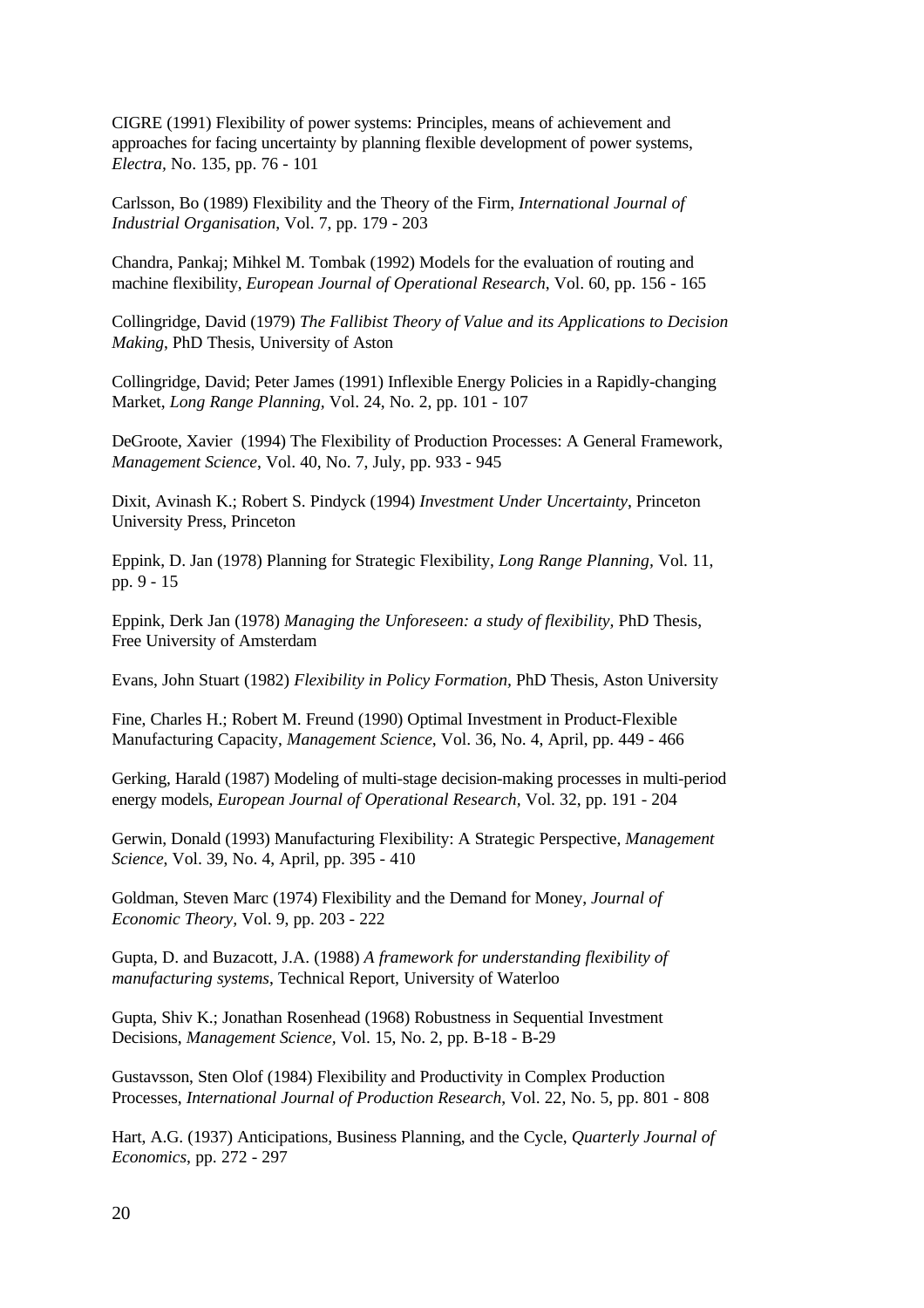CIGRE (1991) Flexibility of power systems: Principles, means of achievement and approaches for facing uncertainty by planning flexible development of power systems, *Electra*, No. 135, pp. 76 - 101

Carlsson, Bo (1989) Flexibility and the Theory of the Firm, *International Journal of Industrial Organisation*, Vol. 7, pp. 179 - 203

Chandra, Pankaj; Mihkel M. Tombak (1992) Models for the evaluation of routing and machine flexibility, *European Journal of Operational Research*, Vol. 60, pp. 156 - 165

Collingridge, David (1979) *The Fallibist Theory of Value and its Applications to Decision Making*, PhD Thesis, University of Aston

Collingridge, David; Peter James (1991) Inflexible Energy Policies in a Rapidly-changing Market, *Long Range Planning*, Vol. 24, No. 2, pp. 101 - 107

DeGroote, Xavier (1994) The Flexibility of Production Processes: A General Framework, *Management Science*, Vol. 40, No. 7, July, pp. 933 - 945

Dixit, Avinash K.; Robert S. Pindyck (1994) *Investment Under Uncertainty*, Princeton University Press, Princeton

Eppink, D. Jan (1978) Planning for Strategic Flexibility, *Long Range Planning*, Vol. 11, pp. 9 - 15

Eppink, Derk Jan (1978) *Managing the Unforeseen: a study of flexibility*, PhD Thesis, Free University of Amsterdam

Evans, John Stuart (1982) *Flexibility in Policy Formation*, PhD Thesis, Aston University

Fine, Charles H.; Robert M. Freund (1990) Optimal Investment in Product-Flexible Manufacturing Capacity, *Management Science*, Vol. 36, No. 4, April, pp. 449 - 466

Gerking, Harald (1987) Modeling of multi-stage decision-making processes in multi-period energy models, *European Journal of Operational Research*, Vol. 32, pp. 191 - 204

Gerwin, Donald (1993) Manufacturing Flexibility: A Strategic Perspective, *Management Science*, Vol. 39, No. 4, April, pp. 395 - 410

Goldman, Steven Marc (1974) Flexibility and the Demand for Money, *Journal of Economic Theory*, Vol. 9, pp. 203 - 222

Gupta, D. and Buzacott, J.A. (1988) *A framework for understanding flexibility of manufacturing systems*, Technical Report, University of Waterloo

Gupta, Shiv K.; Jonathan Rosenhead (1968) Robustness in Sequential Investment Decisions, *Management Science*, Vol. 15, No. 2, pp. B-18 - B-29

Gustavsson, Sten Olof (1984) Flexibility and Productivity in Complex Production Processes, *International Journal of Production Research*, Vol. 22, No. 5, pp. 801 - 808

Hart, A.G. (1937) Anticipations, Business Planning, and the Cycle, *Quarterly Journal of Economics*, pp. 272 - 297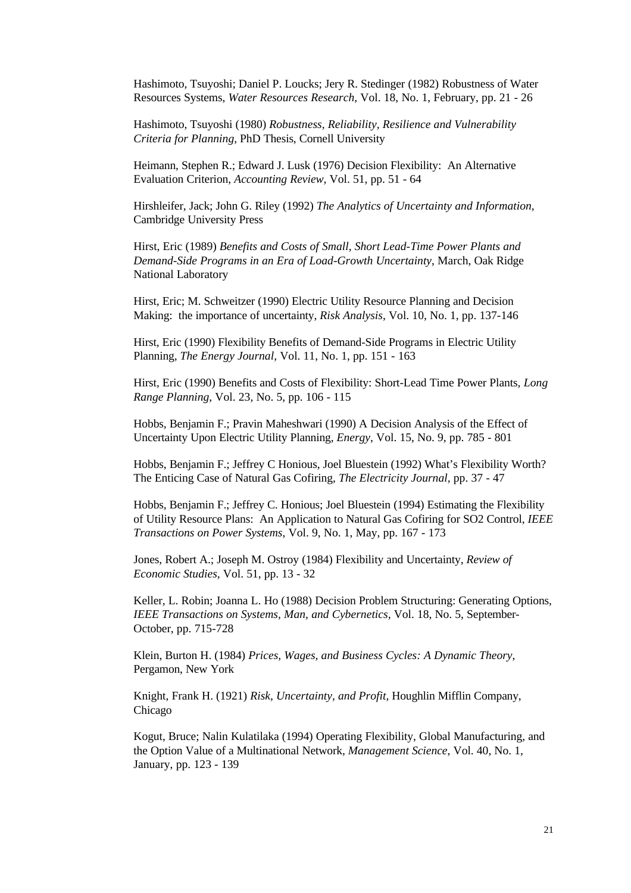Hashimoto, Tsuyoshi; Daniel P. Loucks; Jery R. Stedinger (1982) Robustness of Water Resources Systems, *Water Resources Research*, Vol. 18, No. 1, February, pp. 21 - 26

Hashimoto, Tsuyoshi (1980) *Robustness, Reliability, Resilience and Vulnerability Criteria for Planning*, PhD Thesis, Cornell University

Heimann, Stephen R.; Edward J. Lusk (1976) Decision Flexibility: An Alternative Evaluation Criterion, *Accounting Review*, Vol. 51, pp. 51 - 64

Hirshleifer, Jack; John G. Riley (1992) *The Analytics of Uncertainty and Information*, Cambridge University Press

Hirst, Eric (1989) *Benefits and Costs of Small, Short Lead-Time Power Plants and Demand-Side Programs in an Era of Load-Growth Uncertainty*, March, Oak Ridge National Laboratory

Hirst, Eric; M. Schweitzer (1990) Electric Utility Resource Planning and Decision Making: the importance of uncertainty, *Risk Analysis*, Vol. 10, No. 1, pp. 137-146

Hirst, Eric (1990) Flexibility Benefits of Demand-Side Programs in Electric Utility Planning, *The Energy Journal*, Vol. 11, No. 1, pp. 151 - 163

Hirst, Eric (1990) Benefits and Costs of Flexibility: Short-Lead Time Power Plants, *Long Range Planning*, Vol. 23, No. 5, pp. 106 - 115

Hobbs, Benjamin F.; Pravin Maheshwari (1990) A Decision Analysis of the Effect of Uncertainty Upon Electric Utility Planning, *Energy*, Vol. 15, No. 9, pp. 785 - 801

Hobbs, Benjamin F.; Jeffrey C Honious, Joel Bluestein (1992) What's Flexibility Worth? The Enticing Case of Natural Gas Cofiring, *The Electricity Journal*, pp. 37 - 47

Hobbs, Benjamin F.; Jeffrey C. Honious; Joel Bluestein (1994) Estimating the Flexibility of Utility Resource Plans: An Application to Natural Gas Cofiring for SO2 Control, *IEEE Transactions on Power Systems*, Vol. 9, No. 1, May, pp. 167 - 173

Jones, Robert A.; Joseph M. Ostroy (1984) Flexibility and Uncertainty, *Review of Economic Studies*, Vol. 51, pp. 13 - 32

Keller, L. Robin; Joanna L. Ho (1988) Decision Problem Structuring: Generating Options, *IEEE Transactions on Systems, Man, and Cybernetics*, Vol. 18, No. 5, September-October, pp. 715-728

Klein, Burton H. (1984) *Prices, Wages, and Business Cycles: A Dynamic Theory*, Pergamon, New York

Knight, Frank H. (1921) *Risk, Uncertainty, and Profit*, Houghlin Mifflin Company, Chicago

Kogut, Bruce; Nalin Kulatilaka (1994) Operating Flexibility, Global Manufacturing, and the Option Value of a Multinational Network, *Management Science*, Vol. 40, No. 1, January, pp. 123 - 139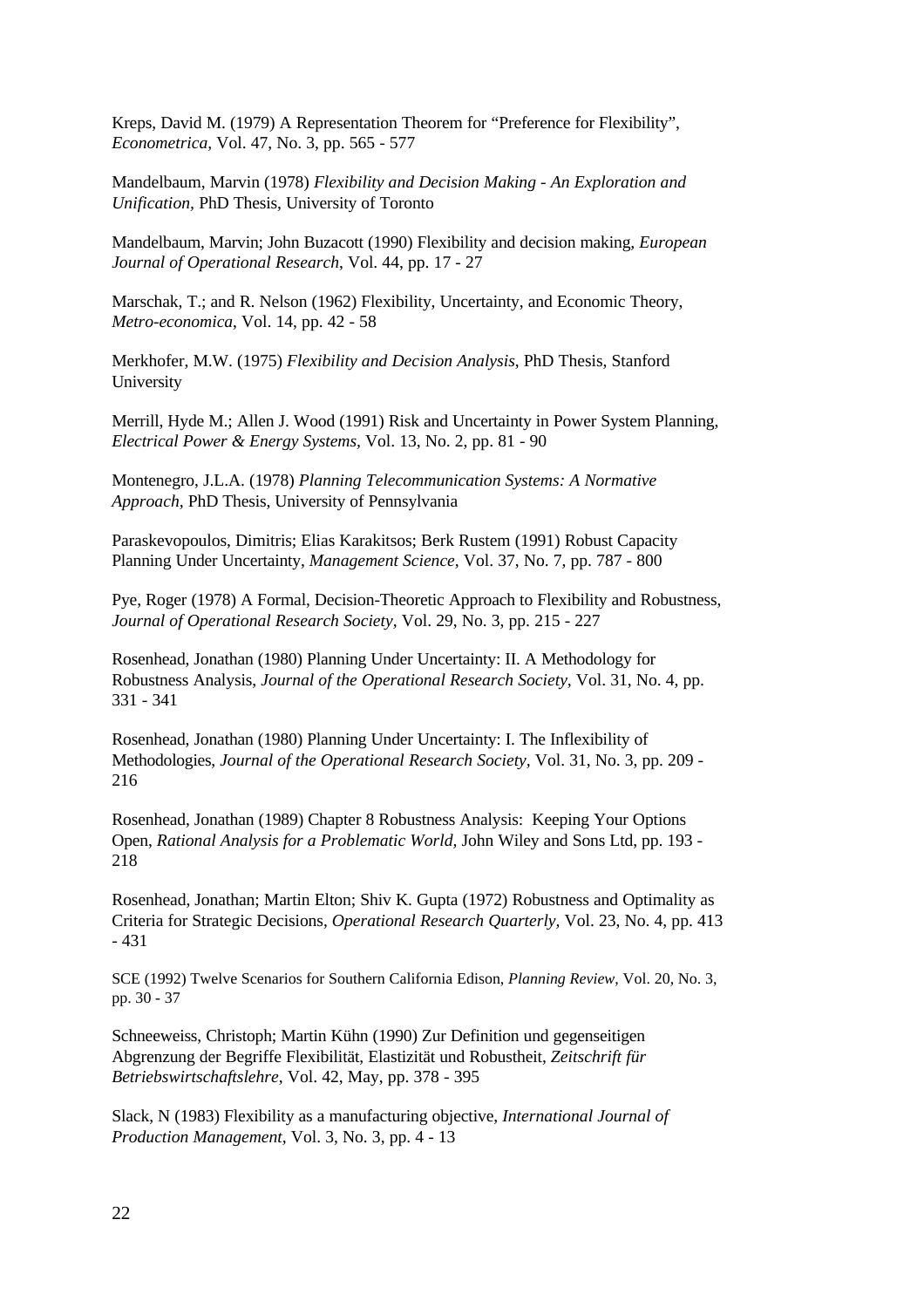Kreps, David M. (1979) A Representation Theorem for "Preference for Flexibility", *Econometrica*, Vol. 47, No. 3, pp. 565 - 577

Mandelbaum, Marvin (1978) *Flexibility and Decision Making - An Exploration and Unification*, PhD Thesis, University of Toronto

Mandelbaum, Marvin; John Buzacott (1990) Flexibility and decision making, *European Journal of Operational Research*, Vol. 44, pp. 17 - 27

Marschak, T.; and R. Nelson (1962) Flexibility, Uncertainty, and Economic Theory, *Metro-economica*, Vol. 14, pp. 42 - 58

Merkhofer, M.W. (1975) *Flexibility and Decision Analysis*, PhD Thesis, Stanford University

Merrill, Hyde M.; Allen J. Wood (1991) Risk and Uncertainty in Power System Planning, *Electrical Power & Energy Systems*, Vol. 13, No. 2, pp. 81 - 90

Montenegro, J.L.A. (1978) *Planning Telecommunication Systems: A Normative Approach*, PhD Thesis, University of Pennsylvania

Paraskevopoulos, Dimitris; Elias Karakitsos; Berk Rustem (1991) Robust Capacity Planning Under Uncertainty, *Management Science*, Vol. 37, No. 7, pp. 787 - 800

Pye, Roger (1978) A Formal, Decision-Theoretic Approach to Flexibility and Robustness, *Journal of Operational Research Society*, Vol. 29, No. 3, pp. 215 - 227

Rosenhead, Jonathan (1980) Planning Under Uncertainty: II. A Methodology for Robustness Analysis, *Journal of the Operational Research Society*, Vol. 31, No. 4, pp. 331 - 341

Rosenhead, Jonathan (1980) Planning Under Uncertainty: I. The Inflexibility of Methodologies, *Journal of the Operational Research Society*, Vol. 31, No. 3, pp. 209 - 216

Rosenhead, Jonathan (1989) Chapter 8 Robustness Analysis: Keeping Your Options Open, *Rational Analysis for a Problematic World*, John Wiley and Sons Ltd, pp. 193 - 218

Rosenhead, Jonathan; Martin Elton; Shiv K. Gupta (1972) Robustness and Optimality as Criteria for Strategic Decisions, *Operational Research Quarterly*, Vol. 23, No. 4, pp. 413 - 431

SCE (1992) Twelve Scenarios for Southern California Edison, *Planning Review*, Vol. 20, No. 3, pp. 30 - 37

Schneeweiss, Christoph; Martin Kühn (1990) Zur Definition und gegenseitigen Abgrenzung der Begriffe Flexibilität, Elastizität und Robustheit, *Zeitschrift für Betriebswirtschaftslehre*, Vol. 42, May, pp. 378 - 395

Slack, N (1983) Flexibility as a manufacturing objective, *International Journal of Production Management*, Vol. 3, No. 3, pp. 4 - 13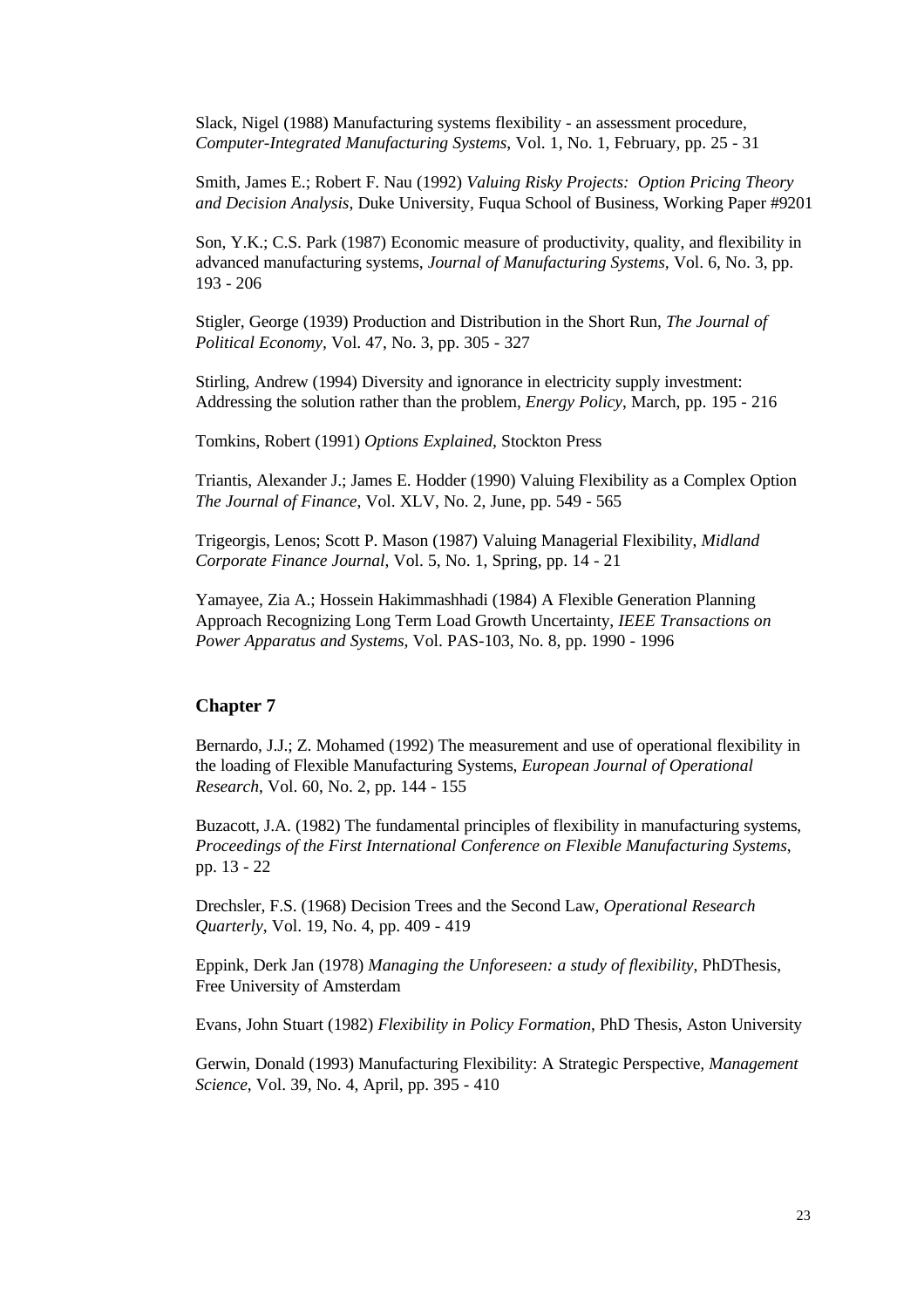Slack, Nigel (1988) Manufacturing systems flexibility - an assessment procedure, *Computer-Integrated Manufacturing Systems*, Vol. 1, No. 1, February, pp. 25 - 31

Smith, James E.; Robert F. Nau (1992) *Valuing Risky Projects: Option Pricing Theory and Decision Analysis*, Duke University, Fuqua School of Business, Working Paper #9201

Son, Y.K.; C.S. Park (1987) Economic measure of productivity, quality, and flexibility in advanced manufacturing systems, *Journal of Manufacturing Systems*, Vol. 6, No. 3, pp. 193 - 206

Stigler, George (1939) Production and Distribution in the Short Run, *The Journal of Political Economy*, Vol. 47, No. 3, pp. 305 - 327

Stirling, Andrew (1994) Diversity and ignorance in electricity supply investment: Addressing the solution rather than the problem, *Energy Policy*, March, pp. 195 - 216

Tomkins, Robert (1991) *Options Explained*, Stockton Press

Triantis, Alexander J.; James E. Hodder (1990) Valuing Flexibility as a Complex Option *The Journal of Finance*, Vol. XLV, No. 2, June, pp. 549 - 565

Trigeorgis, Lenos; Scott P. Mason (1987) Valuing Managerial Flexibility, *Midland Corporate Finance Journal*, Vol. 5, No. 1, Spring, pp. 14 - 21

Yamayee, Zia A.; Hossein Hakimmashhadi (1984) A Flexible Generation Planning Approach Recognizing Long Term Load Growth Uncertainty, *IEEE Transactions on Power Apparatus and Systems*, Vol. PAS-103, No. 8, pp. 1990 - 1996

## Chapter 7

Bernardo, J.J.; Z. Mohamed (1992) The measurement and use of operational flexibility in the loading of Flexible Manufacturing Systems, *European Journal of Operational Research*, Vol. 60, No. 2, pp. 144 - 155

Buzacott, J.A. (1982) The fundamental principles of flexibility in manufacturing systems, *Proceedings of the First International Conference on Flexible Manufacturing Systems*, pp. 13 - 22

Drechsler, F.S. (1968) Decision Trees and the Second Law, *Operational Research Quarterly*, Vol. 19, No. 4, pp. 409 - 419

Eppink, Derk Jan (1978) *Managing the Unforeseen: a study of flexibility*, PhDThesis, Free University of Amsterdam

Evans, John Stuart (1982) *Flexibility in Policy Formation*, PhD Thesis, Aston University

Gerwin, Donald (1993) Manufacturing Flexibility: A Strategic Perspective, *Management Science*, Vol. 39, No. 4, April, pp. 395 - 410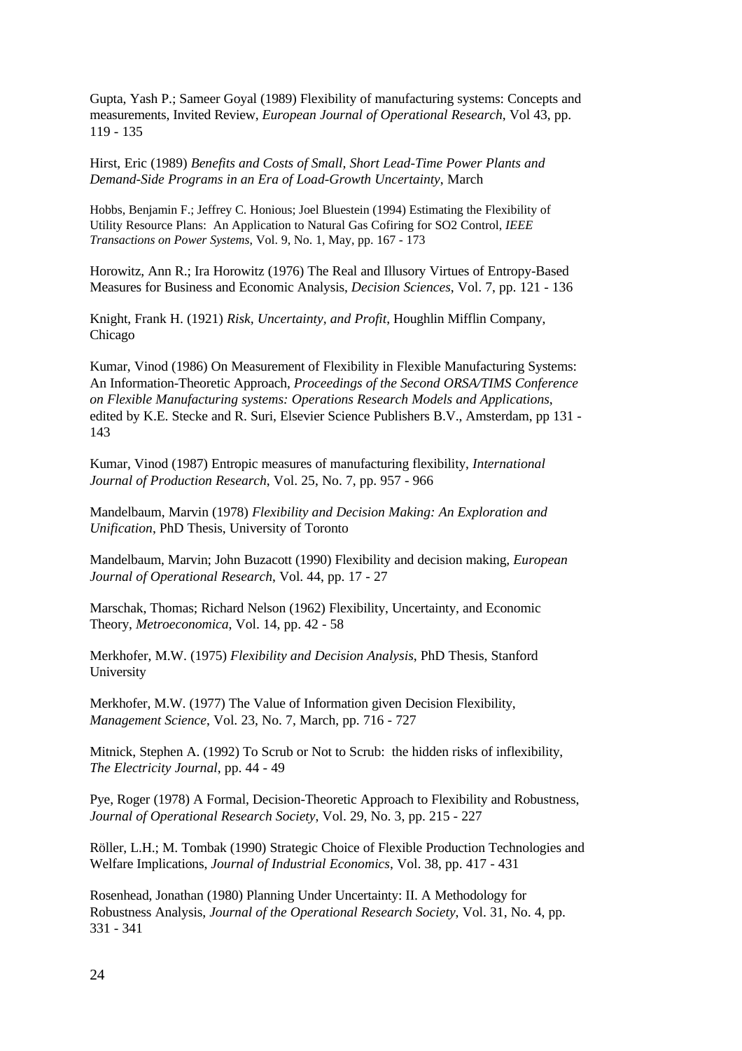Gupta, Yash P.; Sameer Goyal (1989) Flexibility of manufacturing systems: Concepts and measurements, Invited Review, *European Journal of Operational Research*, Vol 43, pp. 119 - 135

Hirst, Eric (1989) *Benefits and Costs of Small, Short Lead-Time Power Plants and Demand-Side Programs in an Era of Load-Growth Uncertainty*, March

Hobbs, Benjamin F.; Jeffrey C. Honious; Joel Bluestein (1994) Estimating the Flexibility of Utility Resource Plans: An Application to Natural Gas Cofiring for SO2 Control, *IEEE Transactions on Power Systems*, Vol. 9, No. 1, May, pp. 167 - 173

Horowitz, Ann R.; Ira Horowitz (1976) The Real and Illusory Virtues of Entropy-Based Measures for Business and Economic Analysis, *Decision Sciences*, Vol. 7, pp. 121 - 136

Knight, Frank H. (1921) *Risk, Uncertainty, and Profit*, Houghlin Mifflin Company, Chicago

Kumar, Vinod (1986) On Measurement of Flexibility in Flexible Manufacturing Systems: An Information-Theoretic Approach, *Proceedings of the Second ORSA/TIMS Conference on Flexible Manufacturing systems: Operations Research Models and Applications*, edited by K.E. Stecke and R. Suri, Elsevier Science Publishers B.V., Amsterdam, pp 131 - 143

Kumar, Vinod (1987) Entropic measures of manufacturing flexibility, *International Journal of Production Research*, Vol. 25, No. 7, pp. 957 - 966

Mandelbaum, Marvin (1978) *Flexibility and Decision Making: An Exploration and Unification*, PhD Thesis, University of Toronto

Mandelbaum, Marvin; John Buzacott (1990) Flexibility and decision making, *European Journal of Operational Research*, Vol. 44, pp. 17 - 27

Marschak, Thomas; Richard Nelson (1962) Flexibility, Uncertainty, and Economic Theory, *Metroeconomica*, Vol. 14, pp. 42 - 58

Merkhofer, M.W. (1975) *Flexibility and Decision Analysis*, PhD Thesis, Stanford University

Merkhofer, M.W. (1977) The Value of Information given Decision Flexibility, *Management Science*, Vol. 23, No. 7, March, pp. 716 - 727

Mitnick, Stephen A. (1992) To Scrub or Not to Scrub: the hidden risks of inflexibility, *The Electricity Journal*, pp. 44 - 49

Pye, Roger (1978) A Formal, Decision-Theoretic Approach to Flexibility and Robustness, *Journal of Operational Research Society*, Vol. 29, No. 3, pp. 215 - 227

Röller, L.H.; M. Tombak (1990) Strategic Choice of Flexible Production Technologies and Welfare Implications, *Journal of Industrial Economics*, Vol. 38, pp. 417 - 431

Rosenhead, Jonathan (1980) Planning Under Uncertainty: II. A Methodology for Robustness Analysis, *Journal of the Operational Research Society*, Vol. 31, No. 4, pp. 331 - 341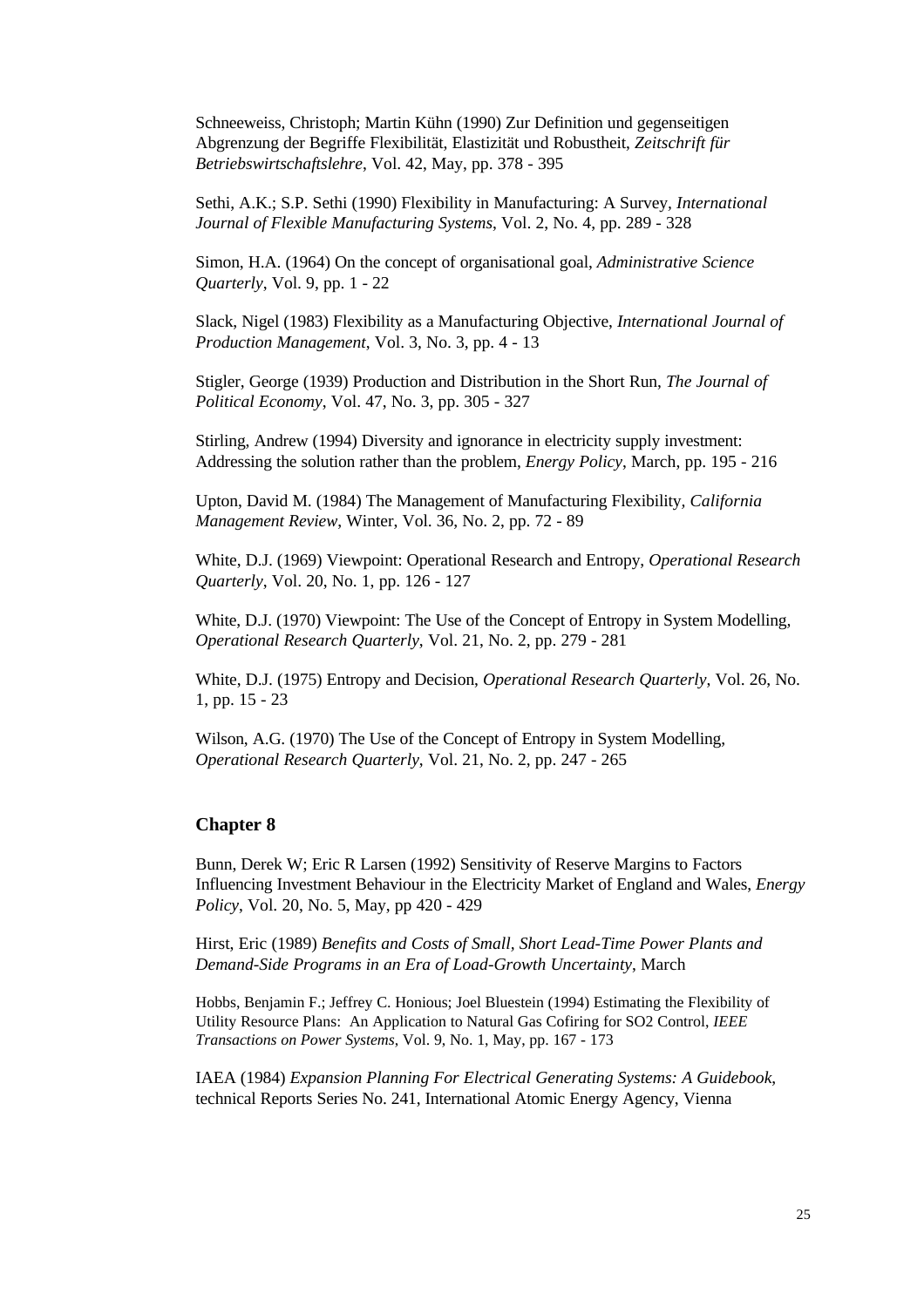Schneeweiss, Christoph; Martin Kühn (1990) Zur Definition und gegenseitigen Abgrenzung der Begriffe Flexibilität, Elastizität und Robustheit, *Zeitschrift für Betriebswirtschaftslehre*, Vol. 42, May, pp. 378 - 395

Sethi, A.K.; S.P. Sethi (1990) Flexibility in Manufacturing: A Survey, *International Journal of Flexible Manufacturing Systems*, Vol. 2, No. 4, pp. 289 - 328

Simon, H.A. (1964) On the concept of organisational goal, *Administrative Science Quarterly*, Vol. 9, pp. 1 - 22

Slack, Nigel (1983) Flexibility as a Manufacturing Objective, *International Journal of Production Management*, Vol. 3, No. 3, pp. 4 - 13

Stigler, George (1939) Production and Distribution in the Short Run, *The Journal of Political Economy*, Vol. 47, No. 3, pp. 305 - 327

Stirling, Andrew (1994) Diversity and ignorance in electricity supply investment: Addressing the solution rather than the problem, *Energy Policy*, March, pp. 195 - 216

Upton, David M. (1984) The Management of Manufacturing Flexibility, *California Management Review*, Winter, Vol. 36, No. 2, pp. 72 - 89

White, D.J. (1969) Viewpoint: Operational Research and Entropy, *Operational Research Quarterly*, Vol. 20, No. 1, pp. 126 - 127

White, D.J. (1970) Viewpoint: The Use of the Concept of Entropy in System Modelling, *Operational Research Quarterly*, Vol. 21, No. 2, pp. 279 - 281

White, D.J. (1975) Entropy and Decision, *Operational Research Quarterly*, Vol. 26, No. 1, pp. 15 - 23

Wilson, A.G. (1970) The Use of the Concept of Entropy in System Modelling, *Operational Research Quarterly*, Vol. 21, No. 2, pp. 247 - 265

### Chapter 8

Bunn, Derek W; Eric R Larsen (1992) Sensitivity of Reserve Margins to Factors Influencing Investment Behaviour in the Electricity Market of England and Wales, *Energy Policy*, Vol. 20, No. 5, May, pp 420 - 429

Hirst, Eric (1989) *Benefits and Costs of Small, Short Lead-Time Power Plants and Demand-Side Programs in an Era of Load-Growth Uncertainty*, March

Hobbs, Benjamin F.; Jeffrey C. Honious; Joel Bluestein (1994) Estimating the Flexibility of Utility Resource Plans: An Application to Natural Gas Cofiring for SO2 Control, *IEEE Transactions on Power Systems*, Vol. 9, No. 1, May, pp. 167 - 173

IAEA (1984) *Expansion Planning For Electrical Generating Systems: A Guidebook*, technical Reports Series No. 241, International Atomic Energy Agency, Vienna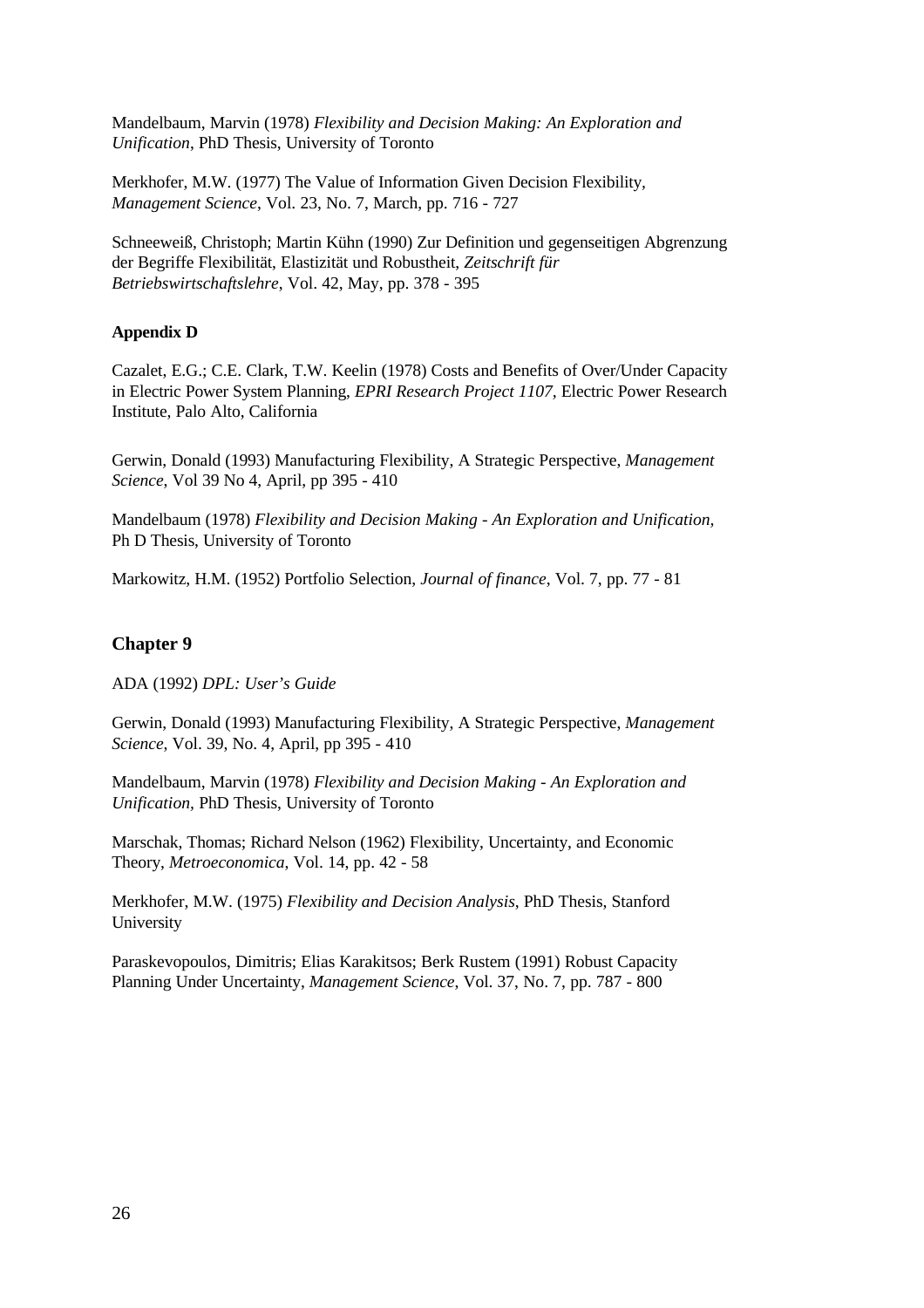Mandelbaum, Marvin (1978) *Flexibility and Decision Making: An Exploration and Unification*, PhD Thesis, University of Toronto

Merkhofer, M.W. (1977) The Value of Information Given Decision Flexibility, *Management Science*, Vol. 23, No. 7, March, pp. 716 - 727

Schneeweiß, Christoph; Martin Kühn (1990) Zur Definition und gegenseitigen Abgrenzung der Begriffe Flexibilität, Elastizität und Robustheit, *Zeitschrift für Betriebswirtschaftslehre*, Vol. 42, May, pp. 378 - 395

**Appendix D**

Cazalet, E.G.; C.E. Clark, T.W. Keelin (1978) Costs and Benefits of Over/Under Capacity in Electric Power System Planning, *EPRI Research Project 1107*, Electric Power Research Institute, Palo Alto, California

Gerwin, Donald (1993) Manufacturing Flexibility, A Strategic Perspective, *Management Science*, Vol 39 No 4, April, pp 395 - 410

Mandelbaum (1978) *Flexibility and Decision Making - An Exploration and Unification*, Ph D Thesis, University of Toronto

Markowitz, H.M. (1952) Portfolio Selection, *Journal of finance*, Vol. 7, pp. 77 - 81

## Chapter 9

ADA (1992) *DPL: User's Guide*

Gerwin, Donald (1993) Manufacturing Flexibility, A Strategic Perspective, *Management Science*, Vol. 39, No. 4, April, pp 395 - 410

Mandelbaum, Marvin (1978) *Flexibility and Decision Making - An Exploration and Unification*, PhD Thesis, University of Toronto

Marschak, Thomas; Richard Nelson (1962) Flexibility, Uncertainty, and Economic Theory, *Metroeconomica*, Vol. 14, pp. 42 - 58

Merkhofer, M.W. (1975) *Flexibility and Decision Analysis*, PhD Thesis, Stanford University

Paraskevopoulos, Dimitris; Elias Karakitsos; Berk Rustem (1991) Robust Capacity Planning Under Uncertainty, *Management Science*, Vol. 37, No. 7, pp. 787 - 800